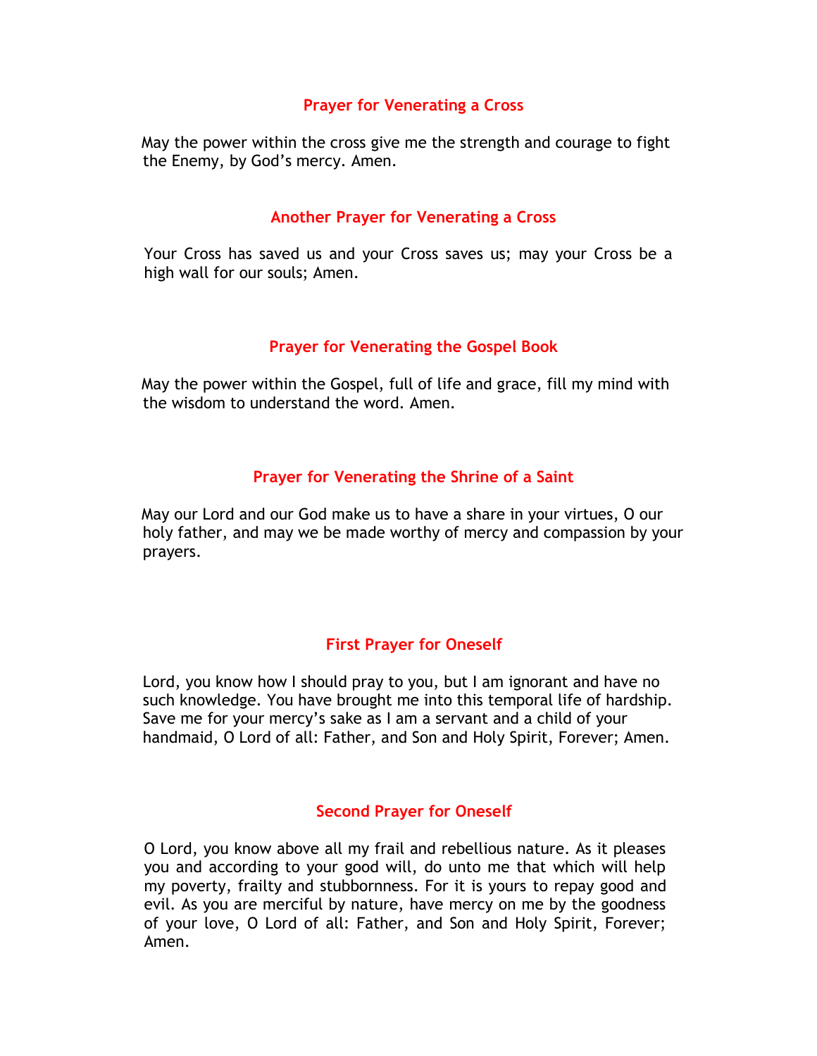## Prayer for Venerating a Cross

May the power within the cross give me the strength and courage to fight the Enemy, by God's mercy. Amen.

## Another Prayer for Venerating a Cross

Your Cross has saved us and your Cross saves us; may your Cross be a high wall for our souls; Amen.

## Prayer for Venerating the Gospel Book

May the power within the Gospel, full of life and grace, fill my mind with the wisdom to understand the word. Amen.

## Prayer for Venerating the Shrine of a Saint

May our Lord and our God make us to have a share in your virtues, O our holy father, and may we be made worthy of mercy and compassion by your prayers.

## First Prayer for Oneself

Lord, you know how I should pray to you, but I am ignorant and have no such knowledge. You have brought me into this temporal life of hardship. Save me for your mercy's sake as I am a servant and a child of your handmaid, O Lord of all: Father, and Son and Holy Spirit, Forever; Amen.

## Second Prayer for Oneself

O Lord, you know above all my frail and rebellious nature. As it pleases you and according to your good will, do unto me that which will help my poverty, frailty and stubbornness. For it is yours to repay good and evil. As you are merciful by nature, have mercy on me by the goodness of your love, O Lord of all: Father, and Son and Holy Spirit, Forever; Amen.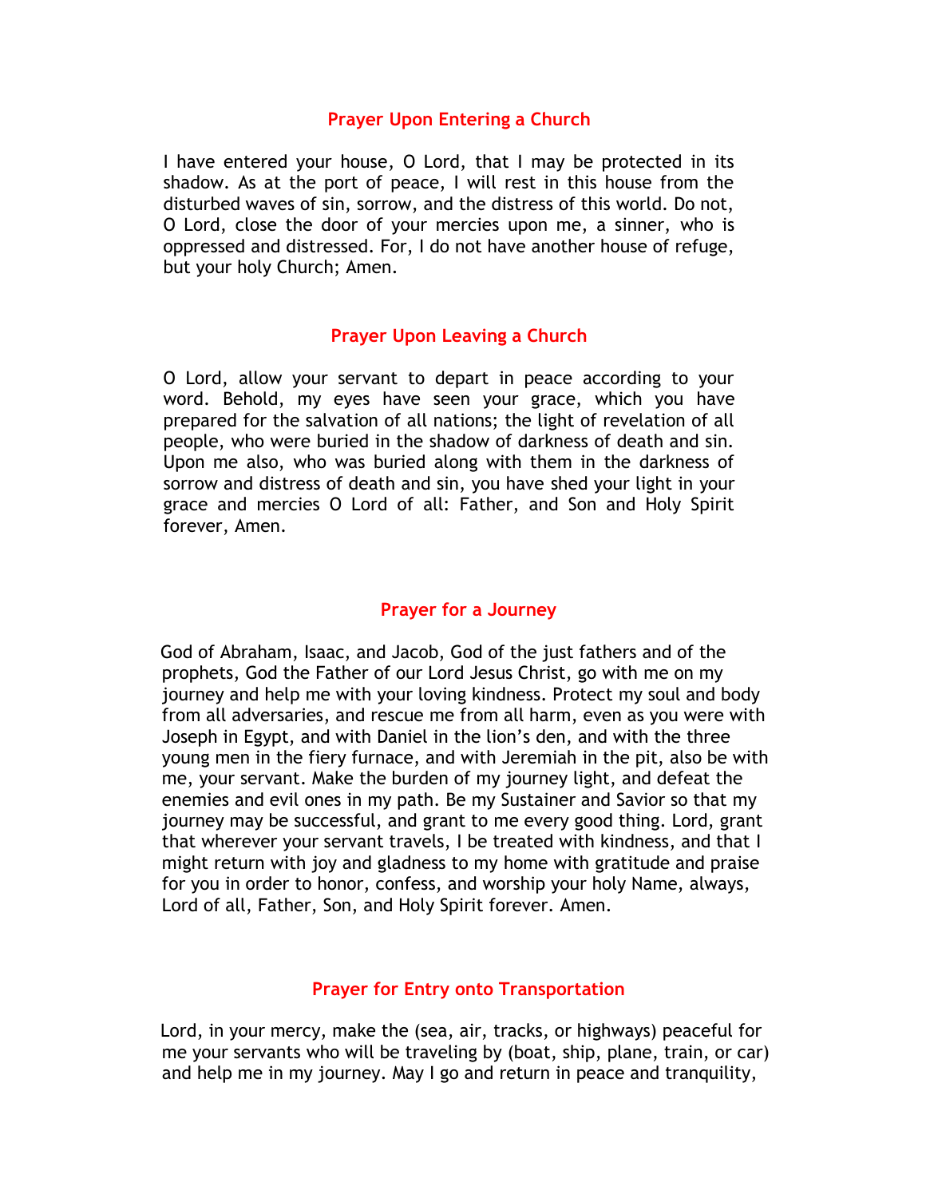## Prayer Upon Entering a Church

I have entered your house, O Lord, that I may be protected in its shadow. As at the port of peace, I will rest in this house from the disturbed waves of sin, sorrow, and the distress of this world. Do not, O Lord, close the door of your mercies upon me, a sinner, who is oppressed and distressed. For, I do not have another house of refuge, but your holy Church; Amen.

## Prayer Upon Leaving a Church

O Lord, allow your servant to depart in peace according to your word. Behold, my eyes have seen your grace, which you have prepared for the salvation of all nations; the light of revelation of all people, who were buried in the shadow of darkness of death and sin. Upon me also, who was buried along with them in the darkness of sorrow and distress of death and sin, you have shed your light in your grace and mercies O Lord of all: Father, and Son and Holy Spirit forever, Amen.

## Prayer for a Journey

God of Abraham, Isaac, and Jacob, God of the just fathers and of the prophets, God the Father of our Lord Jesus Christ, go with me on my journey and help me with your loving kindness. Protect my soul and body from all adversaries, and rescue me from all harm, even as you were with Joseph in Egypt, and with Daniel in the lion's den, and with the three young men in the fiery furnace, and with Jeremiah in the pit, also be with me, your servant. Make the burden of my journey light, and defeat the enemies and evil ones in my path. Be my Sustainer and Savior so that my journey may be successful, and grant to me every good thing. Lord, grant that wherever your servant travels, I be treated with kindness, and that I might return with joy and gladness to my home with gratitude and praise for you in order to honor, confess, and worship your holy Name, always, Lord of all, Father, Son, and Holy Spirit forever. Amen.

## Prayer for Entry onto Transportation

Lord, in your mercy, make the (sea, air, tracks, or highways) peaceful for me your servants who will be traveling by (boat, ship, plane, train, or car) and help me in my journey. May I go and return in peace and tranquility,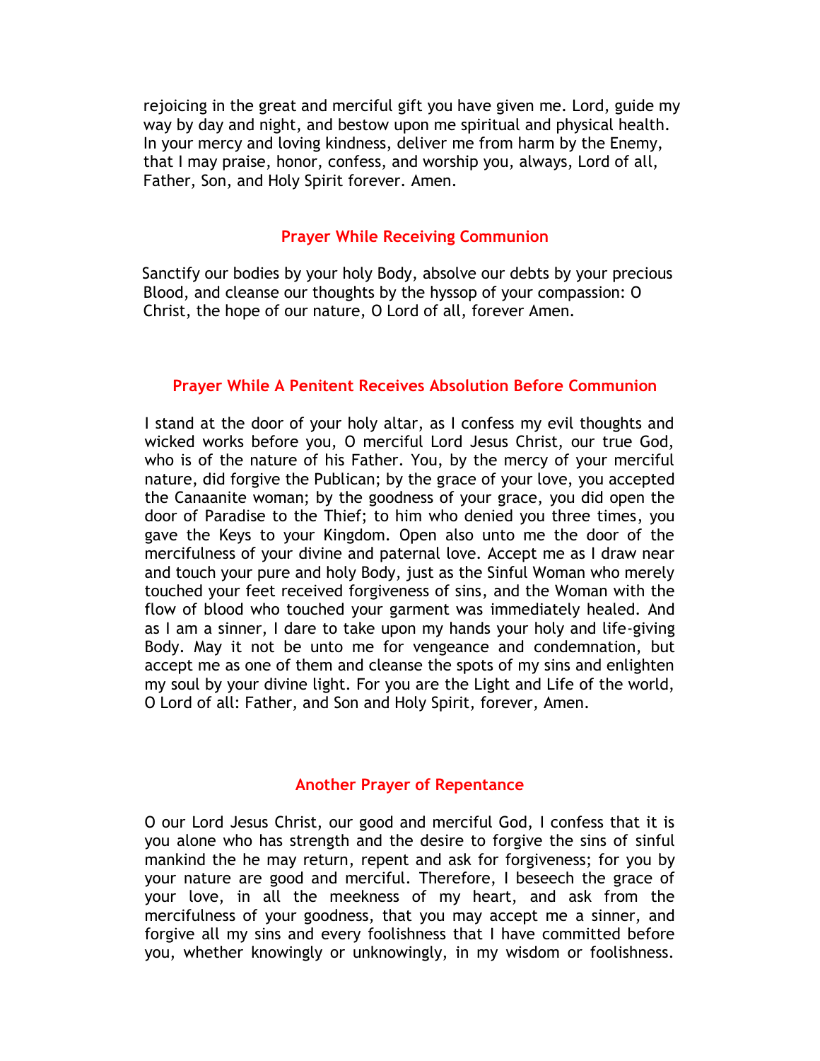rejoicing in the great and merciful gift you have given me. Lord, guide my way by day and night, and bestow upon me spiritual and physical health. In your mercy and loving kindness, deliver me from harm by the Enemy, that I may praise, honor, confess, and worship you, always, Lord of all, Father, Son, and Holy Spirit forever. Amen.

## Prayer While Receiving Communion

Sanctify our bodies by your holy Body, absolve our debts by your precious Blood, and cleanse our thoughts by the hyssop of your compassion: O Christ, the hope of our nature, O Lord of all, forever Amen.

## Prayer While A Penitent Receives Absolution Before Communion

I stand at the door of your holy altar, as I confess my evil thoughts and wicked works before you, O merciful Lord Jesus Christ, our true God, who is of the nature of his Father. You, by the mercy of your merciful nature, did forgive the Publican; by the grace of your love, you accepted the Canaanite woman; by the goodness of your grace, you did open the door of Paradise to the Thief; to him who denied you three times, you gave the Keys to your Kingdom. Open also unto me the door of the mercifulness of your divine and paternal love. Accept me as I draw near and touch your pure and holy Body, just as the Sinful Woman who merely touched your feet received forgiveness of sins, and the Woman with the flow of blood who touched your garment was immediately healed. And as I am a sinner, I dare to take upon my hands your holy and life-giving Body. May it not be unto me for vengeance and condemnation, but accept me as one of them and cleanse the spots of my sins and enlighten my soul by your divine light. For you are the Light and Life of the world, O Lord of all: Father, and Son and Holy Spirit, forever, Amen.

## Another Prayer of Repentance

O our Lord Jesus Christ, our good and merciful God, I confess that it is you alone who has strength and the desire to forgive the sins of sinful mankind the he may return, repent and ask for forgiveness; for you by your nature are good and merciful. Therefore, I beseech the grace of your love, in all the meekness of my heart, and ask from the mercifulness of your goodness, that you may accept me a sinner, and forgive all my sins and every foolishness that I have committed before you, whether knowingly or unknowingly, in my wisdom or foolishness.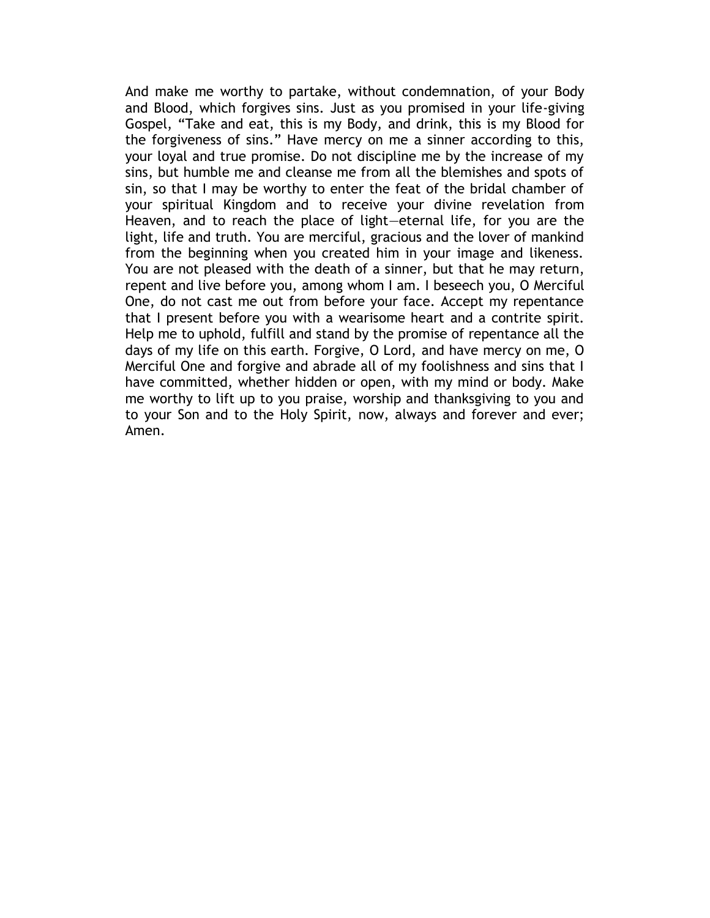And make me worthy to partake, without condemnation, of your Body and Blood, which forgives sins. Just as you promised in your life-giving Gospel, “Take and eat, this is my Body, and drink, this is my Blood for the forgiveness of sins.” Have mercy on me a sinner according to this, your loyal and true promise. Do not discipline me by the increase of my sins, but humble me and cleanse me from all the blemishes and spots of sin, so that I may be worthy to enter the feat of the bridal chamber of your spiritual Kingdom and to receive your divine revelation from Heaven, and to reach the place of light—eternal life, for you are the light, life and truth. You are merciful, gracious and the lover of mankind from the beginning when you created him in your image and likeness. You are not pleased with the death of a sinner, but that he may return, repent and live before you, among whom I am. I beseech you, O Merciful One, do not cast me out from before your face. Accept my repentance that I present before you with a wearisome heart and a contrite spirit. Help me to uphold, fulfill and stand by the promise of repentance all the days of my life on this earth. Forgive, O Lord, and have mercy on me, O Merciful One and forgive and abrade all of my foolishness and sins that I have committed, whether hidden or open, with my mind or body. Make me worthy to lift up to you praise, worship and thanksgiving to you and to your Son and to the Holy Spirit, now, always and forever and ever; Amen.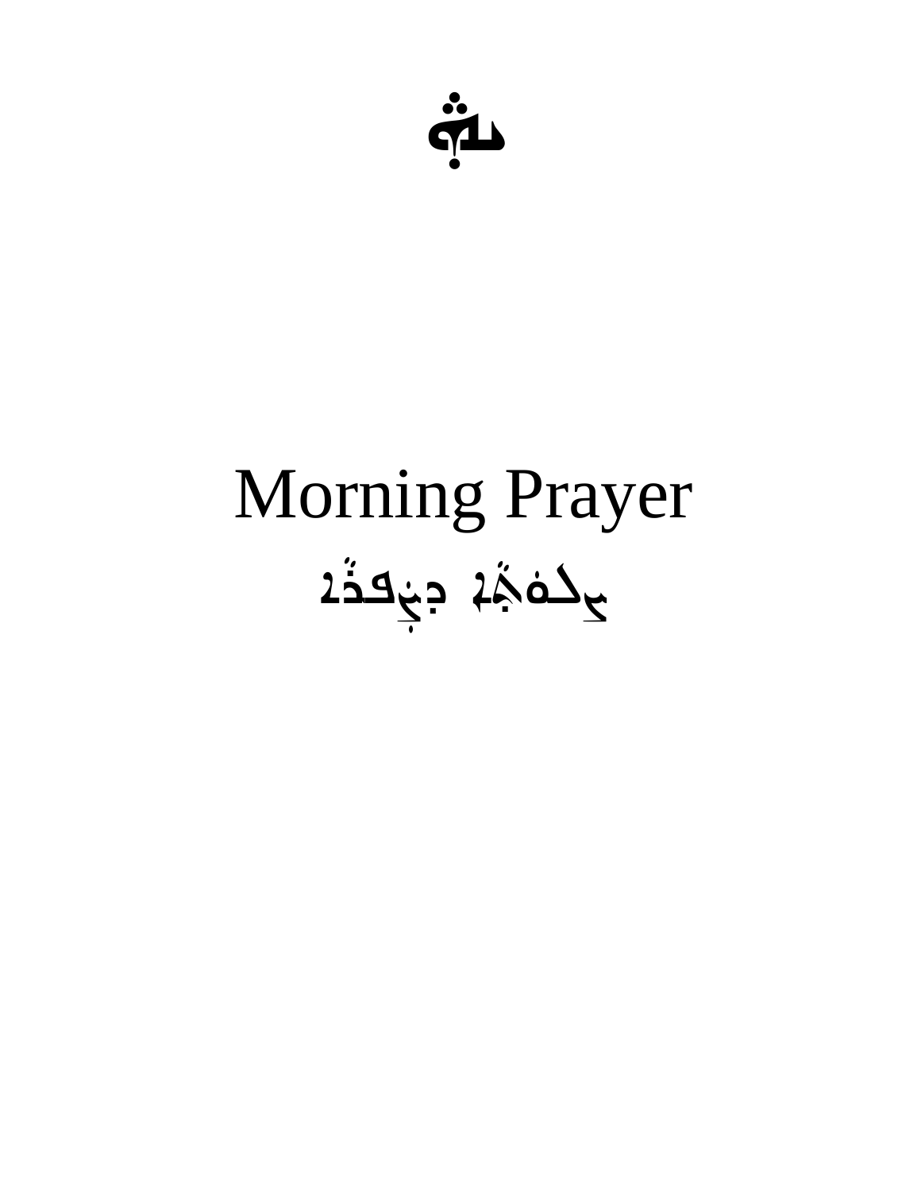# Morning Prayer

# ܨܲܠܘܿܬ݂ܵܐ ܕܨܲܦܪܵܐ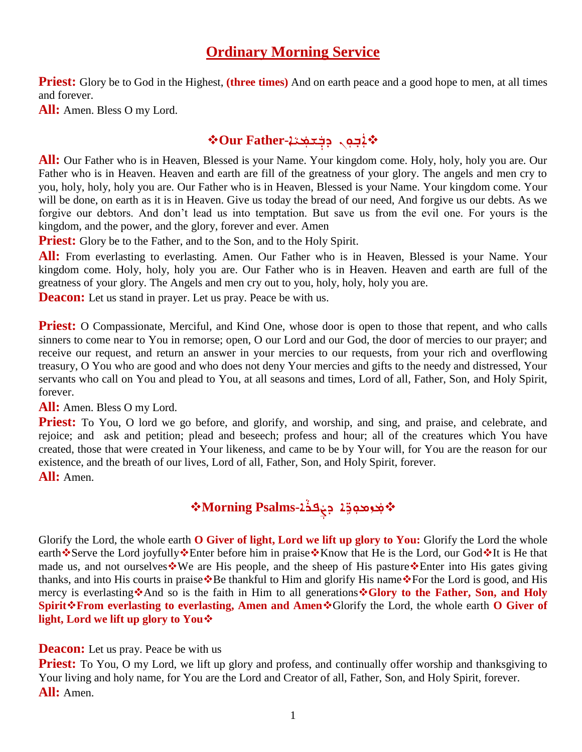# Ordinary Morning Service

**Priest:** Glory be to God in the Highest, **(three times)** And on earth peace and a good hope to men, at all times and forever.

**All:** Amen. Bless O my Lord.

## ❖Our Father-ܐܒܘܢ ܕܒܫܡܝܐ❖

**All:** Our Father who is in Heaven, Blessed is your Name. Your kingdom come. Holy, holy, holy you are. Our Father who is in Heaven. Heaven and earth are fill of the greatness of your glory. The angels and men cry to you, holy, holy, holy you are. Our Father who is in Heaven, Blessed is your Name. Your kingdom come. Your will be done, on earth as it is in Heaven. Give us today the bread of our need, And forgive us our debts. As we forgive our debtors. And don't lead us into temptation. But save us from the evil one. For yours is the kingdom, and the power, and the glory, forever and ever. Amen

**Priest:** Glory be to the Father, and to the Son, and to the Holy Spirit.

**All:** From everlasting to everlasting. Amen. Our Father who is in Heaven, Blessed is your Name. Your kingdom come. Holy, holy, holy you are. Our Father who is in Heaven. Heaven and earth are full of the greatness of your glory. The Angels and men cry out to you, holy, holy, holy you are.

**Deacon:** Let us stand in prayer. Let us pray. Peace be with us.

**Priest:** O Compassionate, Merciful, and Kind One, whose door is open to those that repent, and who calls sinners to come near to You in remorse; open, O our Lord and our God, the door of mercies to our prayer; and receive our request, and return an answer in your mercies to our requests, from your rich and overflowing treasury, O You who are good and who does not deny Your mercies and gifts to the needy and distressed, Your servants who call on You and plead to You, at all seasons and times, Lord of all, Father, Son, and Holy Spirit, forever.

**All:** Amen. Bless O my Lord.

**Priest:** To You, O lord we go before, and glorify, and worship, and sing, and praise, and celebrate, and rejoice; and ask and petition; plead and beseech; profess and hour; all of the creatures which You have created, those that were created in Your likeness, and came to be by Your will, for You are the reason for our existence, and the breath of our lives, Lord of all, Father, Son, and Holy Spirit, forever.

**All:** Amen.

## ❖Morning Psalms-ܡܙܡܘܪܐ ܕܨܦܪܐ❖

Glorify the Lord, the whole earth **O Giver of light, Lord we lift up glory to You:** Glorify the Lord the whole earth❖Serve the Lord joyfully❖Enter before him in praise❖Know that He is the Lord, our God❖It is He that made us, and not ourselves❖We are His people, and the sheep of His pasture❖Enter into His gates giving thanks, and into His courts in praise❖Be thankful to Him and glorify His name❖For the Lord is good, and His mercy is everlasting❖And so is the faith in Him to all generations❖**Glory to the Father, Son, and Holy Spirit❖From everlasting to everlasting, Amen and Amen**❖Glorify the Lord, the whole earth **O Giver of light, Lord we lift up glory to You❖**

**Deacon:** Let us pray. Peace be with us

**Priest:** To You, O my Lord, we lift up glory and profess, and continually offer worship and thanksgiving to Your living and holy name, for You are the Lord and Creator of all, Father, Son, and Holy Spirit, forever.

**All:** Amen.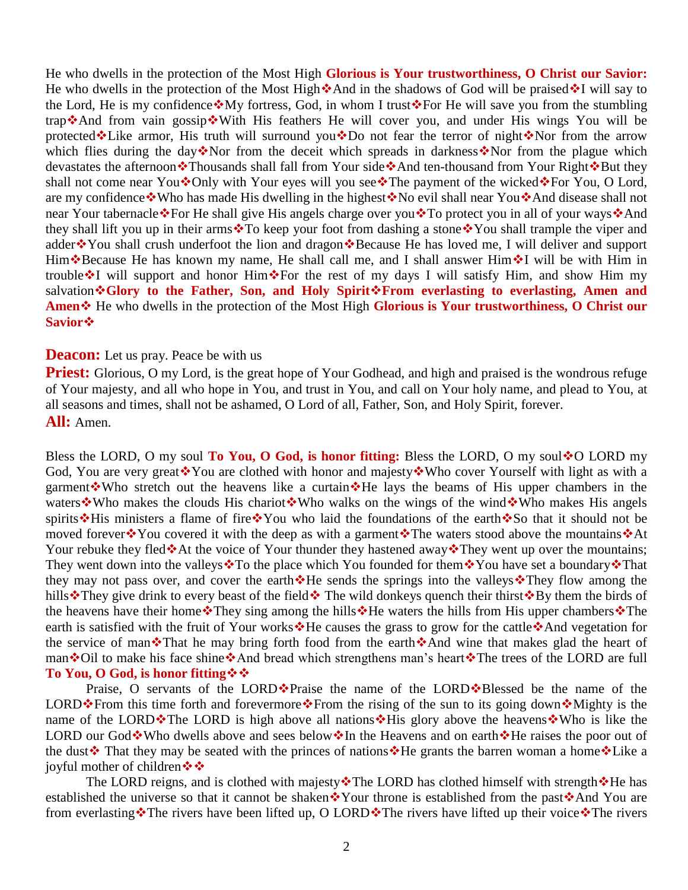He who dwells in the protection of the Most High **Glorious is Your trustworthiness, O Christ our Savior:** He who dwells in the protection of the Most High❖And in the shadows of God will be praised❖I will say to the Lord, He is my confidence❖My fortress, God, in whom I trust❖For He will save you from the stumbling trap❖And from vain gossip❖With His feathers He will cover you, and under His wings You will be protected❖Like armor, His truth will surround you❖Do not fear the terror of night❖Nor from the arrow which flies during the day❖Nor from the deceit which spreads in darkness❖Nor from the plague which devastates the afternoon❖Thousands shall fall from Your side❖And ten-thousand from Your Right❖But they shall not come near You❖Only with Your eyes will you see❖The payment of the wicked❖For You, O Lord, are my confidence❖Who has made His dwelling in the highest❖No evil shall near You❖And disease shall not near Your tabernacle❖For He shall give His angels charge over you❖To protect you in all of your ways❖And they shall lift you up in their arms❖To keep your foot from dashing a stone❖You shall trample the viper and adder❖You shall crush underfoot the lion and dragon❖Because He has loved me, I will deliver and support Him❖Because He has known my name, He shall call me, and I shall answer Him❖I will be with Him in trouble❖I will support and honor Him❖For the rest of my days I will satisfy Him, and show Him my salvation❖**Glory to the Father, Son, and Holy Spirit❖From everlasting to everlasting, Amen and Amen❖** He who dwells in the protection of the Most High **Glorious is Your trustworthiness, O Christ our Savior❖**

**Deacon:** Let us pray. Peace be with us

**Priest:** Glorious, O my Lord, is the great hope of Your Godhead, and high and praised is the wondrous refuge of Your majesty, and all who hope in You, and trust in You, and call on Your holy name, and plead to You, at all seasons and times, shall not be ashamed, O Lord of all, Father, Son, and Holy Spirit, forever.

**All:** Amen.

Bless the LORD, O my soul **To You, O God, is honor fitting:** Bless the LORD, O my soul❖O LORD my God, You are very great❖You are clothed with honor and majesty❖Who cover Yourself with light as with a garment❖Who stretch out the heavens like a curtain❖He lays the beams of His upper chambers in the waters❖Who makes the clouds His chariot❖Who walks on the wings of the wind❖Who makes His angels spirits❖His ministers a flame of fire❖You who laid the foundations of the earth❖So that it should not be moved forever❖You covered it with the deep as with a garment❖The waters stood above the mountains❖At Your rebuke they fled❖At the voice of Your thunder they hastened away❖They went up over the mountains; They went down into the valleys❖To the place which You founded for them❖You have set a boundary❖That they may not pass over, and cover the earth❖He sends the springs into the valleys❖They flow among the hills❖They give drink to every beast of the field❖ The wild donkeys quench their thirst❖By them the birds of the heavens have their home❖They sing among the hills❖He waters the hills from His upper chambers❖The earth is satisfied with the fruit of Your works❖He causes the grass to grow for the cattle❖And vegetation for the service of man❖That he may bring forth food from the earth❖And wine that makes glad the heart of man❖Oil to make his face shine❖And bread which strengthens man's heart❖The trees of the LORD are full **To You, O God, is honor fitting❖❖**

Praise, O servants of the LORD❖Praise the name of the LORD❖Blessed be the name of the LORD❖From this time forth and forevermore❖From the rising of the sun to its going down❖Mighty is the name of the LORD❖The LORD is high above all nations❖His glory above the heavens❖Who is like the LORD our God❖Who dwells above and sees below❖In the Heavens and on earth❖He raises the poor out of the dust❖ That they may be seated with the princes of nations❖He grants the barren woman a home❖Like a joyful mother of children❖❖

The LORD reigns, and is clothed with majesty❖The LORD has clothed himself with strength❖He has established the universe so that it cannot be shaken❖Your throne is established from the past❖And You are from everlasting❖The rivers have been lifted up, O LORD❖The rivers have lifted up their voice❖The rivers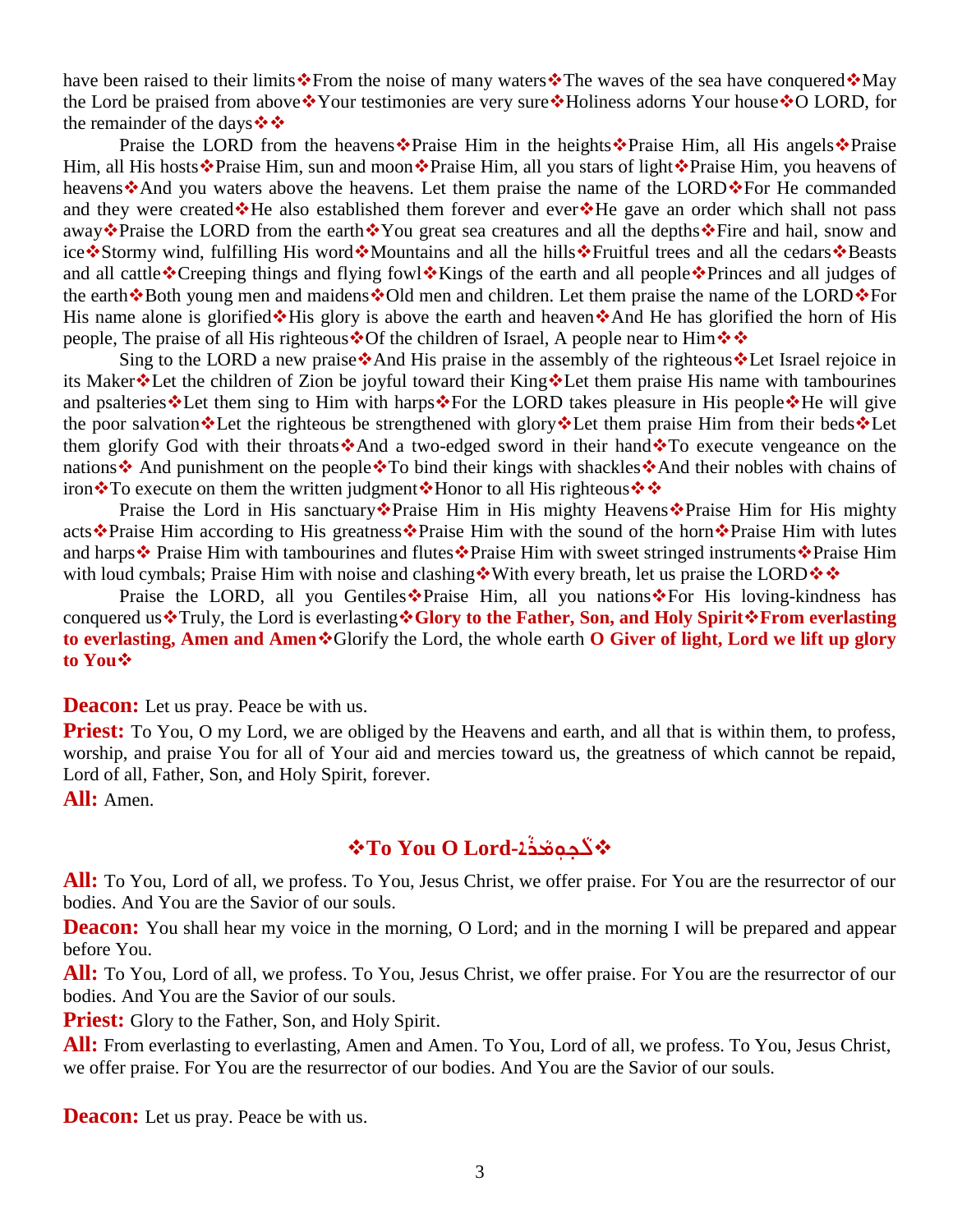have been raised to their limits❖From the noise of many waters❖The waves of the sea have conquered❖May the Lord be praised from above❖Your testimonies are very sure❖Holiness adorns Your house❖O LORD, for the remainder of the days❖❖

Praise the LORD from the heavens❖Praise Him in the heights❖Praise Him, all His angels❖Praise Him, all His hosts❖Praise Him, sun and moon❖Praise Him, all you stars of light❖Praise Him, you heavens of heavens❖And you waters above the heavens. Let them praise the name of the LORD❖For He commanded and they were created❖He also established them forever and ever❖He gave an order which shall not pass away❖Praise the LORD from the earth❖You great sea creatures and all the depths❖Fire and hail, snow and ice❖Stormy wind, fulfilling His word❖Mountains and all the hills❖Fruitful trees and all the cedars❖Beasts and all cattle❖Creeping things and flying fowl❖Kings of the earth and all people❖Princes and all judges of the earth❖Both young men and maidens❖Old men and children. Let them praise the name of the LORD❖For His name alone is glorified❖His glory is above the earth and heaven❖And He has glorified the horn of His people, The praise of all His righteous❖Of the children of Israel, A people near to Him❖❖

Sing to the LORD a new praise❖And His praise in the assembly of the righteous❖Let Israel rejoice in its Maker❖Let the children of Zion be joyful toward their King❖Let them praise His name with tambourines and psalteries❖Let them sing to Him with harps❖For the LORD takes pleasure in His people❖He will give the poor salvation❖Let the righteous be strengthened with glory❖Let them praise Him from their beds❖Let them glorify God with their throats❖And a two-edged sword in their hand❖To execute vengeance on the nations❖ And punishment on the people❖To bind their kings with shackles❖And their nobles with chains of iron❖To execute on them the written judgment❖Honor to all His righteous❖❖

Praise the Lord in His sanctuary❖Praise Him in His mighty Heavens❖Praise Him for His mighty acts❖Praise Him according to His greatness❖Praise Him with the sound of the horn❖Praise Him with lutes and harps❖ Praise Him with tambourines and flutes❖Praise Him with sweet stringed instruments❖Praise Him with loud cymbals; Praise Him with noise and clashing❖With every breath, let us praise the LORD❖❖

Praise the LORD, all you Gentiles❖Praise Him, all you nations❖For His loving-kindness has conquered us❖Truly, the Lord is everlasting❖**Glory to the Father, Son, and Holy Spirit❖From everlasting to everlasting, Amen and Amen**❖Glorify the Lord, the whole earth **O Giver of light, Lord we lift up glory to You**❖

**Deacon:** Let us pray. Peace be with us.

**Priest:** To You, O my Lord, we are obliged by the Heavens and earth, and all that is within them, to profess, worship, and praise You for all of Your aid and mercies toward us, the greatness of which cannot be repaid, Lord of all, Father, Son, and Holy Spirit, forever.

**All:** Amen.

## ❖To You O Lord-ܠܟ ܡܪܢ❖

**All:** To You, Lord of all, we profess. To You, Jesus Christ, we offer praise. For You are the resurrector of our bodies. And You are the Savior of our souls.

**Deacon:** You shall hear my voice in the morning, O Lord; and in the morning I will be prepared and appear before You.

**All:** To You, Lord of all, we profess. To You, Jesus Christ, we offer praise. For You are the resurrector of our bodies. And You are the Savior of our souls.

**Priest:** Glory to the Father, Son, and Holy Spirit.

**All:** From everlasting to everlasting, Amen and Amen. To You, Lord of all, we profess. To You, Jesus Christ, we offer praise. For You are the resurrector of our bodies. And You are the Savior of our souls.

**Deacon:** Let us pray. Peace be with us.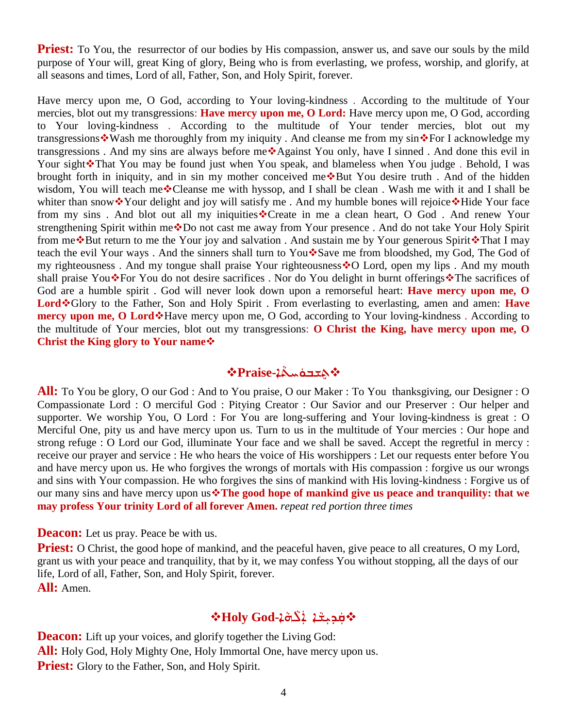**Priest:** To You, the resurrector of our bodies by His compassion, answer us, and save our souls by the mild purpose of Your will, great King of glory, Being who is from everlasting, we profess, worship, and glorify, at all seasons and times, Lord of all, Father, Son, and Holy Spirit, forever.

Have mercy upon me, O God, according to Your loving-kindness . According to the multitude of Your mercies, blot out my transgressions: **Have mercy upon me, O Lord:** Have mercy upon me, O God, according to Your loving-kindness . According to the multitude of Your tender mercies, blot out my transgressions❖Wash me thoroughly from my iniquity . And cleanse me from my sin❖For I acknowledge my transgressions . And my sins are always before me❖Against You only, have I sinned . And done this evil in Your sight❖That You may be found just when You speak, and blameless when You judge . Behold, I was brought forth in iniquity, and in sin my mother conceived me❖But You desire truth . And of the hidden wisdom, You will teach me❖Cleanse me with hyssop, and I shall be clean . Wash me with it and I shall be whiter than snow❖Your delight and joy will satisfy me . And my humble bones will rejoice❖Hide Your face from my sins . And blot out all my iniquities❖Create in me a clean heart, O God . And renew Your strengthening Spirit within me❖Do not cast me away from Your presence . And do not take Your Holy Spirit from me❖But return to me the Your joy and salvation . And sustain me by Your generous Spirit❖That I may teach the evil Your ways . And the sinners shall turn to You❖Save me from bloodshed, my God, The God of my righteousness . And my tongue shall praise Your righteousness❖O Lord, open my lips . And my mouth shall praise You❖For You do not desire sacrifices . Nor do You delight in burnt offerings❖The sacrifices of God are a humble spirit . God will never look down upon a remorseful heart: **Have mercy upon me, O Lord**❖Glory to the Father, Son and Holy Spirit . From everlasting to everlasting, amen and amen: **Have mercy upon me, O Lord**❖Have mercy upon me, O God, according to Your loving-kindness . According to the multitude of Your mercies, blot out my transgressions: **O Christ the King, have mercy upon me, O Christ the King glory to Your name**❖

## ❖Praise-ܫܘܼܒܚܵܐ❖

**All:** To You be glory, O our God : And to You praise, O our Maker : To You thanksgiving, our Designer : O Compassionate Lord : O merciful God : Pitying Creator : Our Savior and our Preserver : Our helper and supporter. We worship You, O Lord : For You are long-suffering and Your loving-kindness is great : O Merciful One, pity us and have mercy upon us. Turn to us in the multitude of Your mercies : Our hope and strong refuge : O Lord our God, illuminate Your face and we shall be saved. Accept the regretful in mercy : receive our prayer and service : He who hears the voice of His worshippers : Let our requests enter before You and have mercy upon us. He who forgives the wrongs of mortals with His compassion : forgive us our wrongs and sins with Your compassion. He who forgives the sins of mankind with His loving-kindness : Forgive us of our many sins and have mercy upon us❖**The good hope of mankind give us peace and tranquility: that we may profess Your trinity Lord of all forever Amen.** *repeat red portion three times*

**Deacon:** Let us pray. Peace be with us.
**Priest:** O Christ, the good hope of mankind, and the peaceful haven, give peace to all creatures, O my Lord, grant us with your peace and tranquility, that by it, we may confess You without stopping, all the days of our life, Lord of all, Father, Son, and Holy Spirit, forever.
**All:** Amen.

## ❖Holy God-ܩܲܕܝܼܫܵܐ ܐܲܠܵܗܵܐ❖

**Deacon:** Lift up your voices, and glorify together the Living God:
**All:** Holy God, Holy Mighty One, Holy Immortal One, have mercy upon us.
**Priest:** Glory to the Father, Son, and Holy Spirit.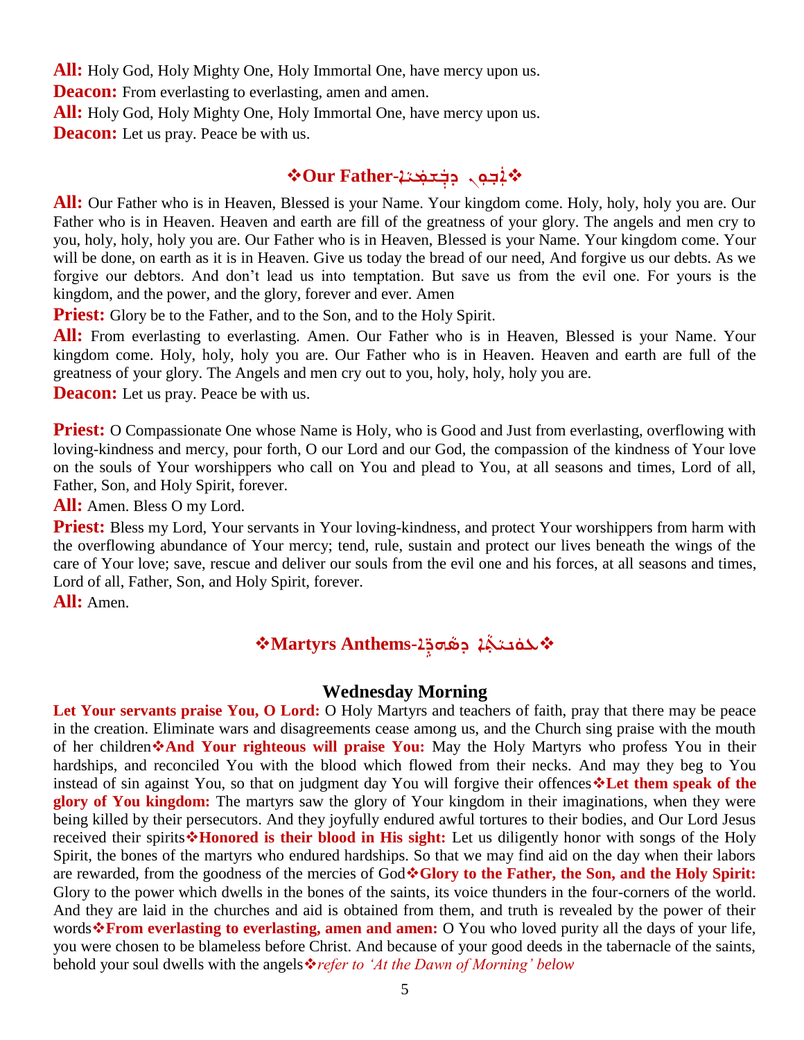**All:** Holy God, Holy Mighty One, Holy Immortal One, have mercy upon us.
**Deacon:** From everlasting to everlasting, amen and amen.
**All:** Holy God, Holy Mighty One, Holy Immortal One, have mercy upon us.
**Deacon:** Let us pray. Peace be with us.

## ❖Our Father-ܐܒܘܢ ܕܒܫܡܝܐ❖

**All:** Our Father who is in Heaven, Blessed is your Name. Your kingdom come. Holy, holy, holy you are. Our Father who is in Heaven. Heaven and earth are fill of the greatness of your glory. The angels and men cry to you, holy, holy, holy you are. Our Father who is in Heaven, Blessed is your Name. Your kingdom come. Your will be done, on earth as it is in Heaven. Give us today the bread of our need, And forgive us our debts. As we forgive our debtors. And don't lead us into temptation. But save us from the evil one. For yours is the kingdom, and the power, and the glory, forever and ever. Amen

**Priest:** Glory be to the Father, and to the Son, and to the Holy Spirit.

**All:** From everlasting to everlasting. Amen. Our Father who is in Heaven, Blessed is your Name. Your kingdom come. Holy, holy, holy you are. Our Father who is in Heaven. Heaven and earth are full of the greatness of your glory. The Angels and men cry out to you, holy, holy, holy you are.

**Deacon:** Let us pray. Peace be with us.

**Priest:** O Compassionate One whose Name is Holy, who is Good and Just from everlasting, overflowing with loving-kindness and mercy, pour forth, O our Lord and our God, the compassion of the kindness of Your love on the souls of Your worshippers who call on You and plead to You, at all seasons and times, Lord of all, Father, Son, and Holy Spirit, forever.

**All:** Amen. Bless O my Lord.

**Priest:** Bless my Lord, Your servants in Your loving-kindness, and protect Your worshippers from harm with the overflowing abundance of Your mercy; tend, rule, sustain and protect our lives beneath the wings of the care of Your love; save, rescue and deliver our souls from the evil one and his forces, at all seasons and times, Lord of all, Father, Son, and Holy Spirit, forever.

**All:** Amen.

## ❖Martyrs Anthems-ܥܘܢܝܬܐ ܕܣܗܕܐ❖

### Wednesday Morning

**Let Your servants praise You, O Lord:** O Holy Martyrs and teachers of faith, pray that there may be peace in the creation. Eliminate wars and disagreements cease among us, and the Church sing praise with the mouth of her children❖**And Your righteous will praise You:** May the Holy Martyrs who profess You in their hardships, and reconciled You with the blood which flowed from their necks. And may they beg to You instead of sin against You, so that on judgment day You will forgive their offences❖**Let them speak of the glory of You kingdom:** The martyrs saw the glory of Your kingdom in their imaginations, when they were being killed by their persecutors. And they joyfully endured awful tortures to their bodies, and Our Lord Jesus received their spirits❖**Honored is their blood in His sight:** Let us diligently honor with songs of the Holy Spirit, the bones of the martyrs who endured hardships. So that we may find aid on the day when their labors are rewarded, from the goodness of the mercies of God❖**Glory to the Father, the Son, and the Holy Spirit:** Glory to the power which dwells in the bones of the saints, its voice thunders in the four-corners of the world. And they are laid in the churches and aid is obtained from them, and truth is revealed by the power of their words❖**From everlasting to everlasting, amen and amen:** O You who loved purity all the days of your life, you were chosen to be blameless before Christ. And because of your good deeds in the tabernacle of the saints, behold your soul dwells with the angels❖*refer to 'At the Dawn of Morning' below*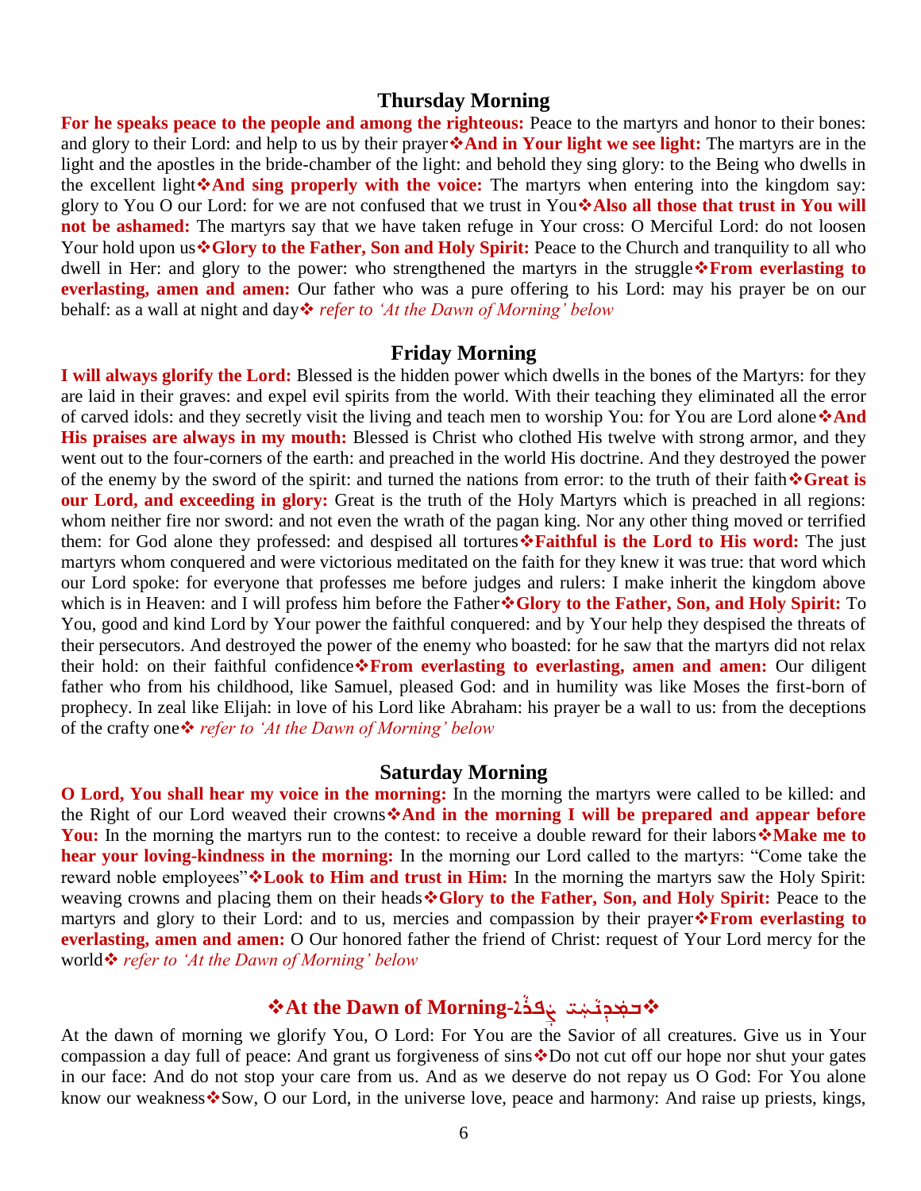## Thursday Morning

**For he speaks peace to the people and among the righteous:** Peace to the martyrs and honor to their bones: and glory to their Lord: and help to us by their prayer❖**And in Your light we see light:** The martyrs are in the light and the apostles in the bride-chamber of the light: and behold they sing glory: to the Being who dwells in the excellent light❖**And sing properly with the voice:** The martyrs when entering into the kingdom say: glory to You O our Lord: for we are not confused that we trust in You❖**Also all those that trust in You will not be ashamed:** The martyrs say that we have taken refuge in Your cross: O Merciful Lord: do not loosen Your hold upon us❖**Glory to the Father, Son and Holy Spirit:** Peace to the Church and tranquility to all who dwell in Her: and glory to the power: who strengthened the martyrs in the struggle❖**From everlasting to everlasting, amen and amen:** Our father who was a pure offering to his Lord: may his prayer be on our behalf: as a wall at night and day❖ *refer to 'At the Dawn of Morning' below*

## Friday Morning

**I will always glorify the Lord:** Blessed is the hidden power which dwells in the bones of the Martyrs: for they are laid in their graves: and expel evil spirits from the world. With their teaching they eliminated all the error of carved idols: and they secretly visit the living and teach men to worship You: for You are Lord alone❖**And His praises are always in my mouth:** Blessed is Christ who clothed His twelve with strong armor, and they went out to the four-corners of the earth: and preached in the world His doctrine. And they destroyed the power of the enemy by the sword of the spirit: and turned the nations from error: to the truth of their faith❖**Great is our Lord, and exceeding in glory:** Great is the truth of the Holy Martyrs which is preached in all regions: whom neither fire nor sword: and not even the wrath of the pagan king. Nor any other thing moved or terrified them: for God alone they professed: and despised all tortures❖**Faithful is the Lord to His word:** The just martyrs whom conquered and were victorious meditated on the faith for they knew it was true: that word which our Lord spoke: for everyone that professes me before judges and rulers: I make inherit the kingdom above which is in Heaven: and I will profess him before the Father❖**Glory to the Father, Son, and Holy Spirit:** To You, good and kind Lord by Your power the faithful conquered: and by Your help they despised the threats of their persecutors. And destroyed the power of the enemy who boasted: for he saw that the martyrs did not relax their hold: on their faithful confidence❖**From everlasting to everlasting, amen and amen:** Our diligent father who from his childhood, like Samuel, pleased God: and in humility was like Moses the first-born of prophecy. In zeal like Elijah: in love of his Lord like Abraham: his prayer be a wall to us: from the deceptions of the crafty one❖ *refer to 'At the Dawn of Morning' below*

## Saturday Morning

**O Lord, You shall hear my voice in the morning:** In the morning the martyrs were called to be killed: and the Right of our Lord weaved their crowns❖**And in the morning I will be prepared and appear before You:** In the morning the martyrs run to the contest: to receive a double reward for their labors❖**Make me to hear your loving-kindness in the morning:** In the morning our Lord called to the martyrs: "Come take the reward noble employees"❖**Look to Him and trust in Him:** In the morning the martyrs saw the Holy Spirit: weaving crowns and placing them on their heads❖**Glory to the Father, Son, and Holy Spirit:** Peace to the martyrs and glory to their Lord: and to us, mercies and compassion by their prayer❖**From everlasting to everlasting, amen and amen:** O Our honored father the friend of Christ: request of Your Lord mercy for the world❖ *refer to 'At the Dawn of Morning' below*

## ❖At the Dawn of Morning-ܒܫܦܪ̈ܝܪ ܨܦܪܐ❖

At the dawn of morning we glorify You, O Lord: For You are the Savior of all creatures. Give us in Your compassion a day full of peace: And grant us forgiveness of sins❖Do not cut off our hope nor shut your gates in our face: And do not stop your care from us. And as we deserve do not repay us O God: For You alone know our weakness❖Sow, O our Lord, in the universe love, peace and harmony: And raise up priests, kings,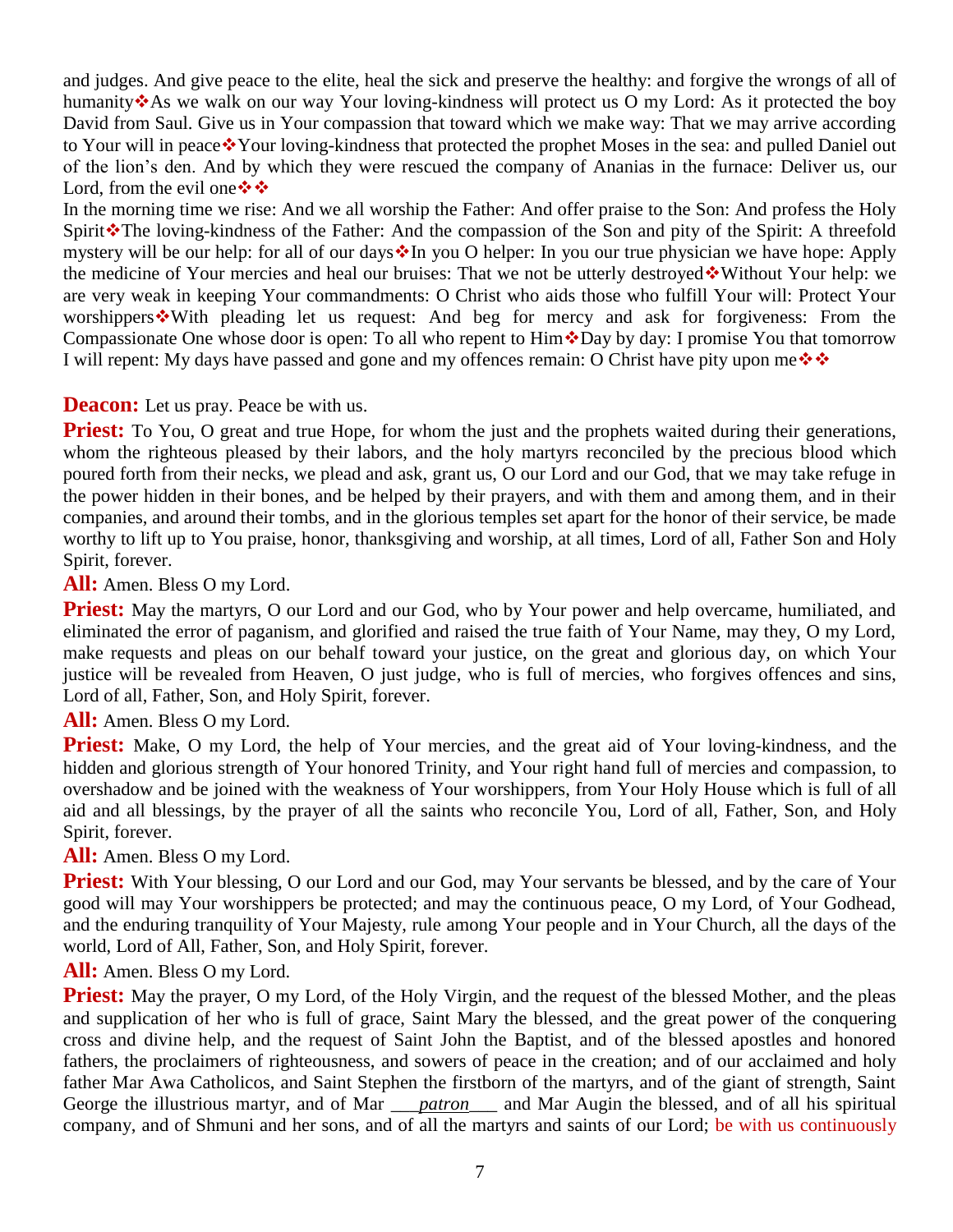and judges. And give peace to the elite, heal the sick and preserve the healthy: and forgive the wrongs of all of humanity❖As we walk on our way Your loving-kindness will protect us O my Lord: As it protected the boy David from Saul. Give us in Your compassion that toward which we make way: That we may arrive according to Your will in peace❖Your loving-kindness that protected the prophet Moses in the sea: and pulled Daniel out of the lion's den. And by which they were rescued the company of Ananias in the furnace: Deliver us, our Lord, from the evil one❖❖

In the morning time we rise: And we all worship the Father: And offer praise to the Son: And profess the Holy Spirit❖The loving-kindness of the Father: And the compassion of the Son and pity of the Spirit: A threefold mystery will be our help: for all of our days❖In you O helper: In you our true physician we have hope: Apply the medicine of Your mercies and heal our bruises: That we not be utterly destroyed❖Without Your help: we are very weak in keeping Your commandments: O Christ who aids those who fulfill Your will: Protect Your worshippers❖With pleading let us request: And beg for mercy and ask for forgiveness: From the Compassionate One whose door is open: To all who repent to Him❖Day by day: I promise You that tomorrow I will repent: My days have passed and gone and my offences remain: O Christ have pity upon me❖❖

**Deacon:** Let us pray. Peace be with us.

**Priest:** To You, O great and true Hope, for whom the just and the prophets waited during their generations, whom the righteous pleased by their labors, and the holy martyrs reconciled by the precious blood which poured forth from their necks, we plead and ask, grant us, O our Lord and our God, that we may take refuge in the power hidden in their bones, and be helped by their prayers, and with them and among them, and in their companies, and around their tombs, and in the glorious temples set apart for the honor of their service, be made worthy to lift up to You praise, honor, thanksgiving and worship, at all times, Lord of all, Father Son and Holy Spirit, forever.

**All:** Amen. Bless O my Lord.

**Priest:** May the martyrs, O our Lord and our God, who by Your power and help overcame, humiliated, and eliminated the error of paganism, and glorified and raised the true faith of Your Name, may they, O my Lord, make requests and pleas on our behalf toward your justice, on the great and glorious day, on which Your justice will be revealed from Heaven, O just judge, who is full of mercies, who forgives offences and sins, Lord of all, Father, Son, and Holy Spirit, forever.

**All:** Amen. Bless O my Lord.

**Priest:** Make, O my Lord, the help of Your mercies, and the great aid of Your loving-kindness, and the hidden and glorious strength of Your honored Trinity, and Your right hand full of mercies and compassion, to overshadow and be joined with the weakness of Your worshippers, from Your Holy House which is full of all aid and all blessings, by the prayer of all the saints who reconcile You, Lord of all, Father, Son, and Holy Spirit, forever.

**All:** Amen. Bless O my Lord.

**Priest:** With Your blessing, O our Lord and our God, may Your servants be blessed, and by the care of Your good will may Your worshippers be protected; and may the continuous peace, O my Lord, of Your Godhead, and the enduring tranquility of Your Majesty, rule among Your people and in Your Church, all the days of the world, Lord of All, Father, Son, and Holy Spirit, forever.

**All:** Amen. Bless O my Lord.

**Priest:** May the prayer, O my Lord, of the Holy Virgin, and the request of the blessed Mother, and the pleas and supplication of her who is full of grace, Saint Mary the blessed, and the great power of the conquering cross and divine help, and the request of Saint John the Baptist, and of the blessed apostles and honored fathers, the proclaimers of righteousness, and sowers of peace in the creation; and of our acclaimed and holy father Mar Awa Catholicos, and Saint Stephen the firstborn of the martyrs, and of the giant of strength, Saint George the illustrious martyr, and of Mar ___*patron*___ and Mar Augin the blessed, and of all his spiritual company, and of Shmuni and her sons, and of all the martyrs and saints of our Lord; be with us continuously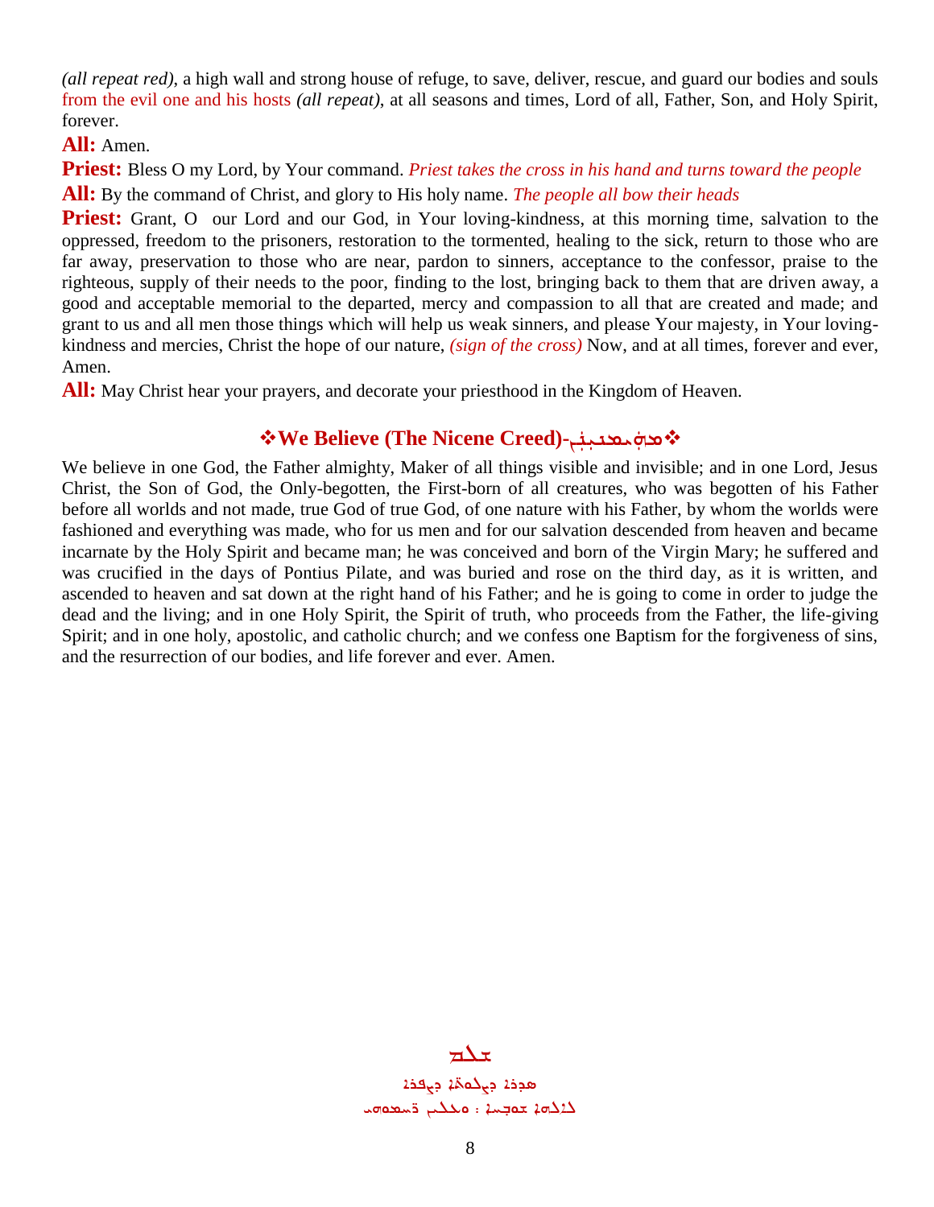*(all repeat red)*, a high wall and strong house of refuge, to save, deliver, rescue, and guard our bodies and souls from the evil one and his hosts *(all repeat)*, at all seasons and times, Lord of all, Father, Son, and Holy Spirit, forever.

**All:** Amen.

**Priest:** Bless O my Lord, by Your command. *Priest takes the cross in his hand and turns toward the people*

**All:** By the command of Christ, and glory to His holy name. *The people all bow their heads*

**Priest:** Grant, O our Lord and our God, in Your loving-kindness, at this morning time, salvation to the oppressed, freedom to the prisoners, restoration to the tormented, healing to the sick, return to those who are far away, preservation to those who are near, pardon to sinners, acceptance to the confessor, praise to the righteous, supply of their needs to the poor, finding to the lost, bringing back to them that are driven away, a good and acceptable memorial to the departed, mercy and compassion to all that are created and made; and grant to us and all men those things which will help us weak sinners, and please Your majesty, in Your loving-kindness and mercies, Christ the hope of our nature, *(sign of the cross)* Now, and at all times, forever and ever, Amen.

**All:** May Christ hear your prayers, and decorate your priesthood in the Kingdom of Heaven.

## ❖We Believe (The Nicene Creed)-ܡܗܝܡܢܝܢ❖

We believe in one God, the Father almighty, Maker of all things visible and invisible; and in one Lord, Jesus Christ, the Son of God, the Only-begotten, the First-born of all creatures, who was begotten of his Father before all worlds and not made, true God of true God, of one nature with his Father, by whom the worlds were fashioned and everything was made, who for us men and for our salvation descended from heaven and became incarnate by the Holy Spirit and became man; he was conceived and born of the Virgin Mary; he suffered and was crucified in the days of Pontius Pilate, and was buried and rose on the third day, as it is written, and ascended to heaven and sat down at the right hand of his Father; and he is going to come in order to judge the dead and the living; and in one Holy Spirit, the Spirit of truth, who proceeds from the Father, the life-giving Spirit; and in one holy, apostolic, and catholic church; and we confess one Baptism for the forgiveness of sins, and the resurrection of our bodies, and life forever and ever. Amen.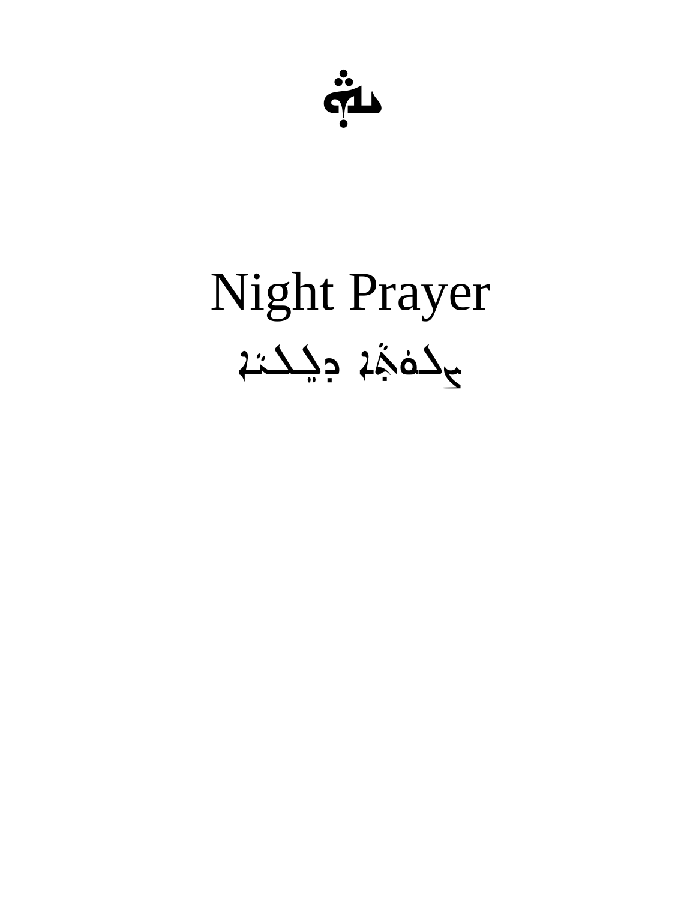# Night Prayer

# ܨܠܘܬܐ ܕܠܠܝܐ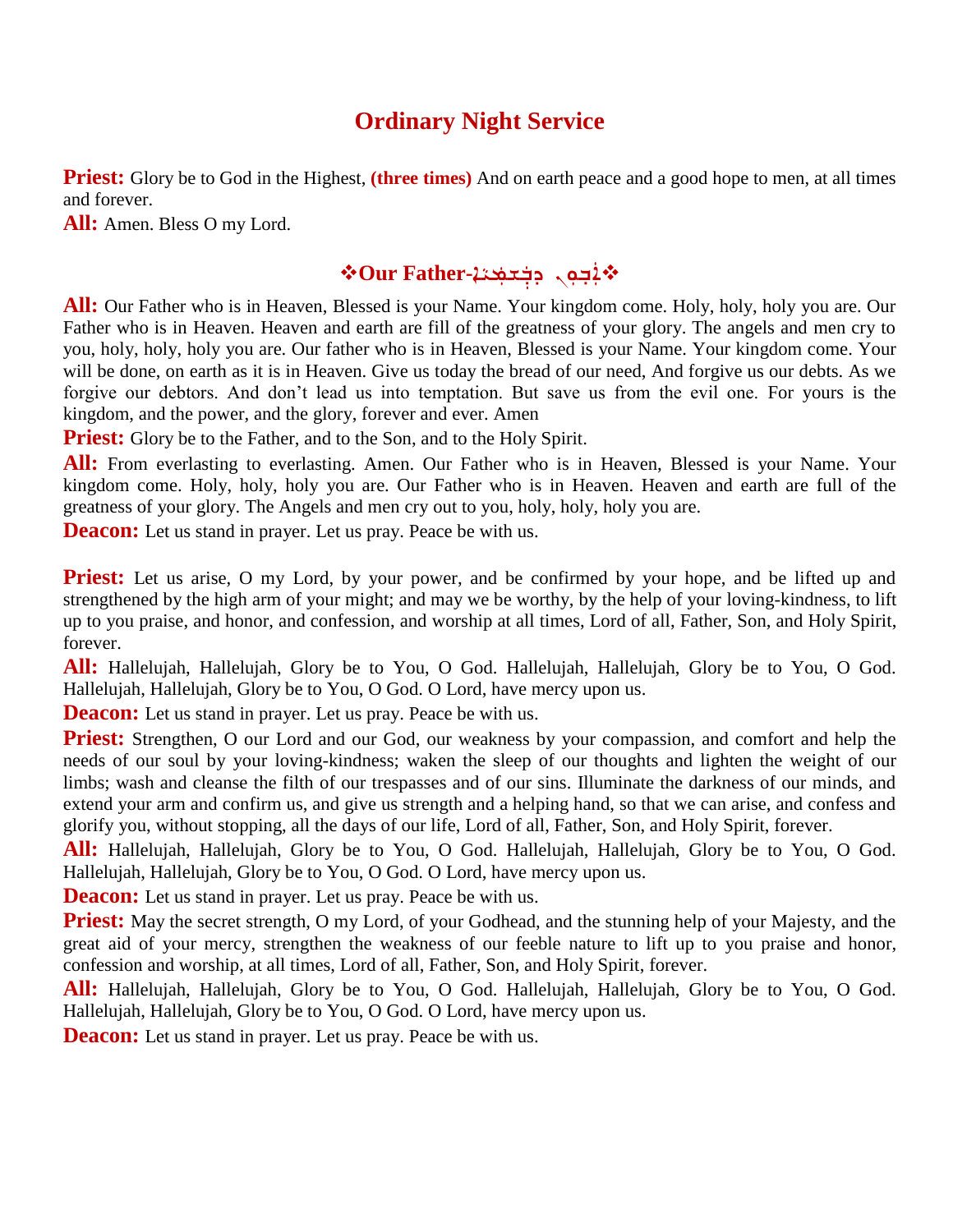# Ordinary Night Service

**Priest:** Glory be to God in the Highest, **(three times)** And on earth peace and a good hope to men, at all times and forever.

**All:** Amen. Bless O my Lord.

## ❖Our Father-ܐܒܘܢ ܕܒܫܡܝܐ❖

**All:** Our Father who is in Heaven, Blessed is your Name. Your kingdom come. Holy, holy, holy you are. Our Father who is in Heaven. Heaven and earth are fill of the greatness of your glory. The angels and men cry to you, holy, holy, holy you are. Our father who is in Heaven, Blessed is your Name. Your kingdom come. Your will be done, on earth as it is in Heaven. Give us today the bread of our need, And forgive us our debts. As we forgive our debtors. And don't lead us into temptation. But save us from the evil one. For yours is the kingdom, and the power, and the glory, forever and ever. Amen

**Priest:** Glory be to the Father, and to the Son, and to the Holy Spirit.

**All:** From everlasting to everlasting. Amen. Our Father who is in Heaven, Blessed is your Name. Your kingdom come. Holy, holy, holy you are. Our Father who is in Heaven. Heaven and earth are full of the greatness of your glory. The Angels and men cry out to you, holy, holy, holy you are.

**Deacon:** Let us stand in prayer. Let us pray. Peace be with us.

**Priest:** Let us arise, O my Lord, by your power, and be confirmed by your hope, and be lifted up and strengthened by the high arm of your might; and may we be worthy, by the help of your loving-kindness, to lift up to you praise, and honor, and confession, and worship at all times, Lord of all, Father, Son, and Holy Spirit, forever.

**All:** Hallelujah, Hallelujah, Glory be to You, O God. Hallelujah, Hallelujah, Glory be to You, O God. Hallelujah, Hallelujah, Glory be to You, O God. O Lord, have mercy upon us.

**Deacon:** Let us stand in prayer. Let us pray. Peace be with us.

**Priest:** Strengthen, O our Lord and our God, our weakness by your compassion, and comfort and help the needs of our soul by your loving-kindness; waken the sleep of our thoughts and lighten the weight of our limbs; wash and cleanse the filth of our trespasses and of our sins. Illuminate the darkness of our minds, and extend your arm and confirm us, and give us strength and a helping hand, so that we can arise, and confess and glorify you, without stopping, all the days of our life, Lord of all, Father, Son, and Holy Spirit, forever.

**All:** Hallelujah, Hallelujah, Glory be to You, O God. Hallelujah, Hallelujah, Glory be to You, O God. Hallelujah, Hallelujah, Glory be to You, O God. O Lord, have mercy upon us.

**Deacon:** Let us stand in prayer. Let us pray. Peace be with us.

**Priest:** May the secret strength, O my Lord, of your Godhead, and the stunning help of your Majesty, and the great aid of your mercy, strengthen the weakness of our feeble nature to lift up to you praise and honor, confession and worship, at all times, Lord of all, Father, Son, and Holy Spirit, forever.

**All:** Hallelujah, Hallelujah, Glory be to You, O God. Hallelujah, Hallelujah, Glory be to You, O God. Hallelujah, Hallelujah, Glory be to You, O God. O Lord, have mercy upon us.

**Deacon:** Let us stand in prayer. Let us pray. Peace be with us.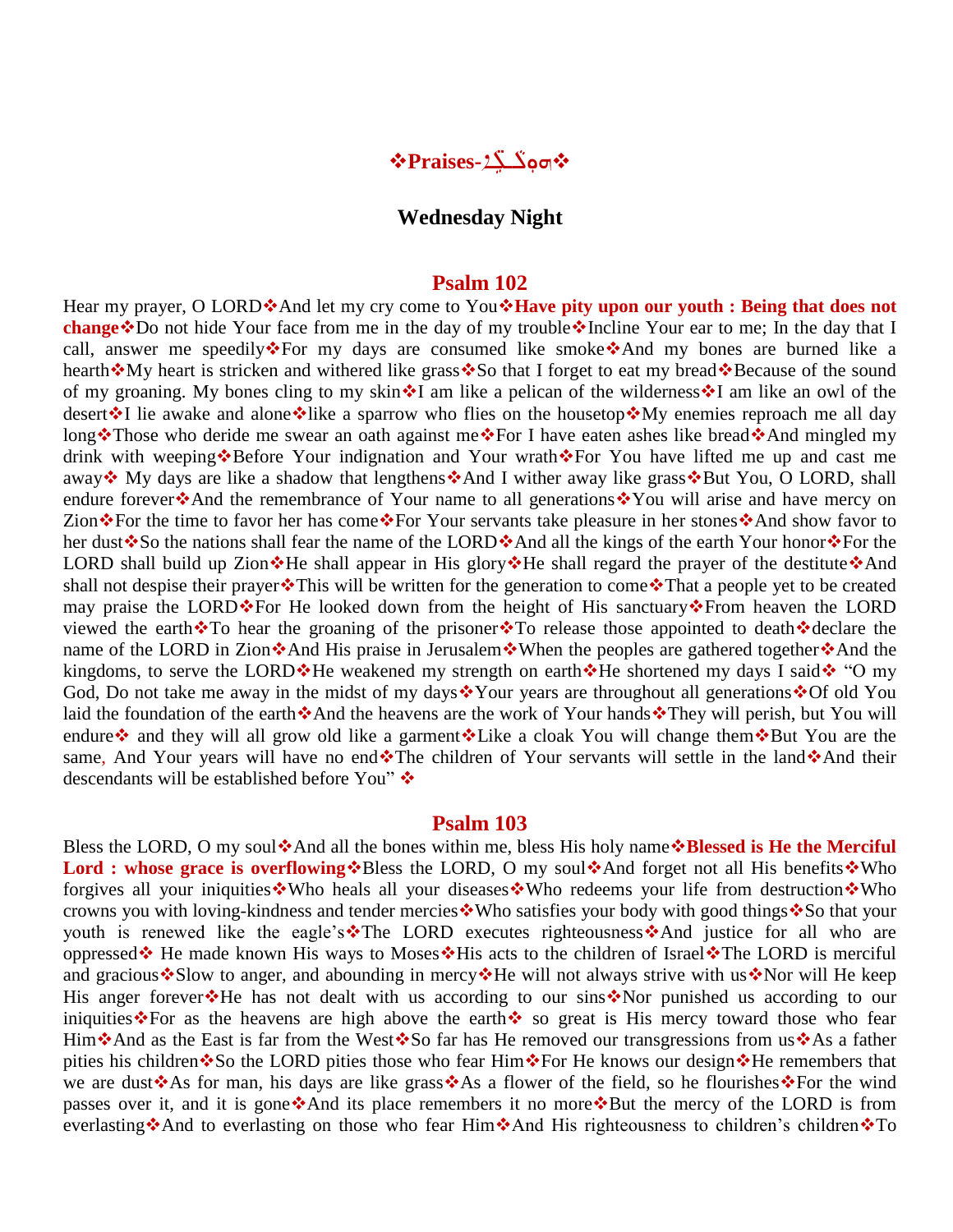# ❖Praises-ܗܘܠܠܐ❖

## Wednesday Night

### Psalm 102

Hear my prayer, O LORD❖And let my cry come to You❖**Have pity upon our youth : Being that does not change**❖Do not hide Your face from me in the day of my trouble❖Incline Your ear to me; In the day that I call, answer me speedily❖For my days are consumed like smoke❖And my bones are burned like a hearth❖My heart is stricken and withered like grass❖So that I forget to eat my bread❖Because of the sound of my groaning. My bones cling to my skin❖I am like a pelican of the wilderness❖I am like an owl of the desert❖I lie awake and alone❖like a sparrow who flies on the housetop❖My enemies reproach me all day long❖Those who deride me swear an oath against me❖For I have eaten ashes like bread❖And mingled my drink with weeping❖Before Your indignation and Your wrath❖For You have lifted me up and cast me away❖ My days are like a shadow that lengthens❖And I wither away like grass❖But You, O LORD, shall endure forever❖And the remembrance of Your name to all generations❖You will arise and have mercy on Zion❖For the time to favor her has come❖For Your servants take pleasure in her stones❖And show favor to her dust❖So the nations shall fear the name of the LORD❖And all the kings of the earth Your honor❖For the LORD shall build up Zion❖He shall appear in His glory❖He shall regard the prayer of the destitute❖And shall not despise their prayer❖This will be written for the generation to come❖That a people yet to be created may praise the LORD❖For He looked down from the height of His sanctuary❖From heaven the LORD viewed the earth❖To hear the groaning of the prisoner❖To release those appointed to death❖declare the name of the LORD in Zion❖And His praise in Jerusalem❖When the peoples are gathered together❖And the kingdoms, to serve the LORD❖He weakened my strength on earth❖He shortened my days I said❖ "O my God, Do not take me away in the midst of my days❖Your years are throughout all generations❖Of old You laid the foundation of the earth❖And the heavens are the work of Your hands❖They will perish, but You will endure❖ and they will all grow old like a garment❖Like a cloak You will change them❖But You are the same, And Your years will have no end❖The children of Your servants will settle in the land❖And their descendants will be established before You" ❖

### Psalm 103

Bless the LORD, O my soul❖And all the bones within me, bless His holy name❖**Blessed is He the Merciful Lord : whose grace is overflowing**❖Bless the LORD, O my soul❖And forget not all His benefits❖Who forgives all your iniquities❖Who heals all your diseases❖Who redeems your life from destruction❖Who crowns you with loving-kindness and tender mercies❖Who satisfies your body with good things❖So that your youth is renewed like the eagle's❖The LORD executes righteousness❖And justice for all who are oppressed❖ He made known His ways to Moses❖His acts to the children of Israel❖The LORD is merciful and gracious❖Slow to anger, and abounding in mercy❖He will not always strive with us❖Nor will He keep His anger forever❖He has not dealt with us according to our sins❖Nor punished us according to our iniquities❖For as the heavens are high above the earth❖ so great is His mercy toward those who fear Him❖And as the East is far from the West❖So far has He removed our transgressions from us❖As a father pities his children❖So the LORD pities those who fear Him❖For He knows our design❖He remembers that we are dust❖As for man, his days are like grass❖As a flower of the field, so he flourishes❖For the wind passes over it, and it is gone❖And its place remembers it no more❖But the mercy of the LORD is from everlasting❖And to everlasting on those who fear Him❖And His righteousness to children's children❖To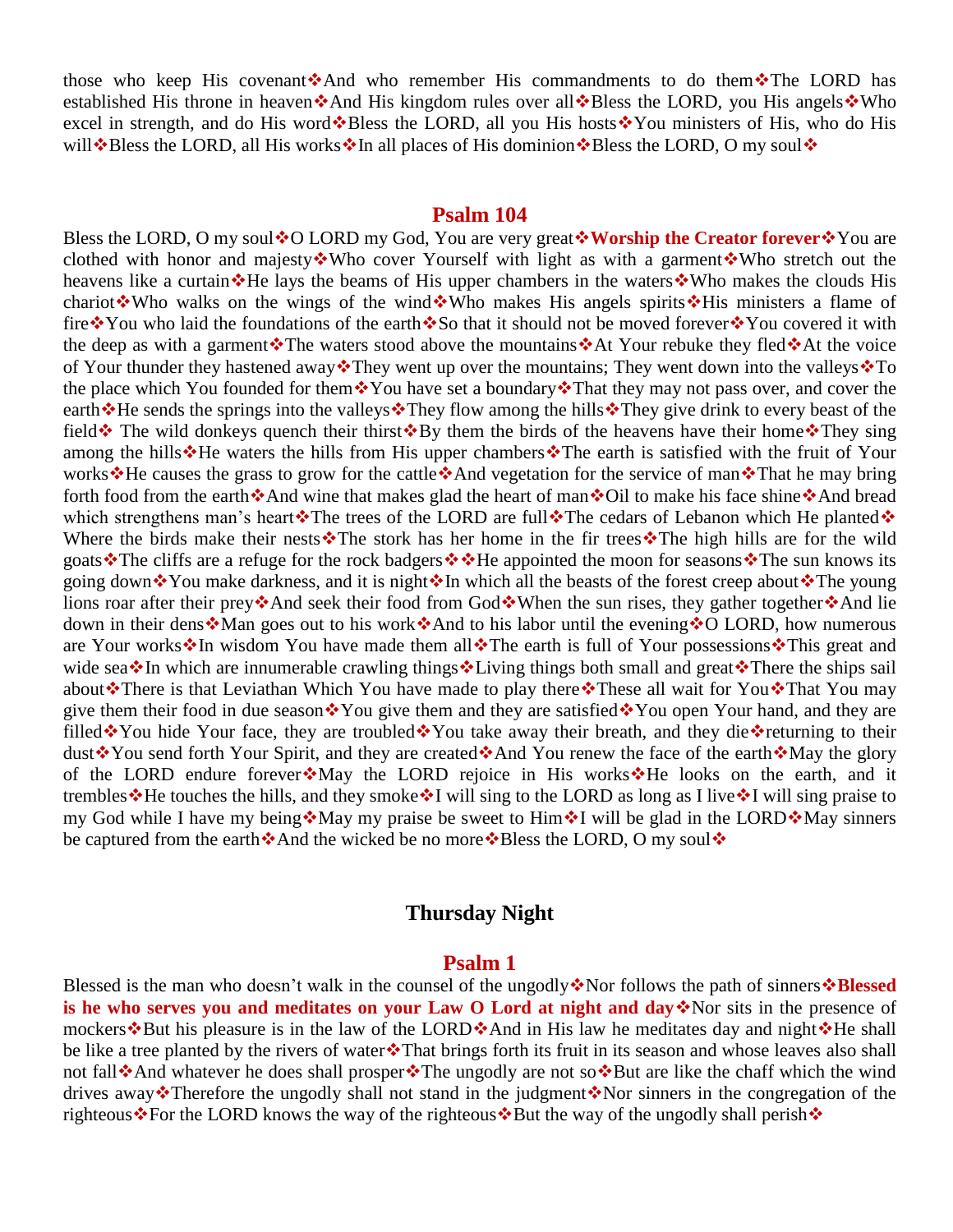those who keep His covenant❖And who remember His commandments to do them❖The LORD has established His throne in heaven❖And His kingdom rules over all❖Bless the LORD, you His angels❖Who excel in strength, and do His word❖Bless the LORD, all you His hosts❖You ministers of His, who do His will❖Bless the LORD, all His works❖In all places of His dominion❖Bless the LORD, O my soul❖

## Psalm 104

Bless the LORD, O my soul❖O LORD my God, You are very great❖**Worship the Creator forever**❖You are clothed with honor and majesty❖Who cover Yourself with light as with a garment❖Who stretch out the heavens like a curtain❖He lays the beams of His upper chambers in the waters❖Who makes the clouds His chariot❖Who walks on the wings of the wind❖Who makes His angels spirits❖His ministers a flame of fire❖You who laid the foundations of the earth❖So that it should not be moved forever❖You covered it with the deep as with a garment❖The waters stood above the mountains❖At Your rebuke they fled❖At the voice of Your thunder they hastened away❖They went up over the mountains; They went down into the valleys❖To the place which You founded for them❖You have set a boundary❖That they may not pass over, and cover the earth❖He sends the springs into the valleys❖They flow among the hills❖They give drink to every beast of the field❖ The wild donkeys quench their thirst❖By them the birds of the heavens have their home❖They sing among the hills❖He waters the hills from His upper chambers❖The earth is satisfied with the fruit of Your works❖He causes the grass to grow for the cattle❖And vegetation for the service of man❖That he may bring forth food from the earth❖And wine that makes glad the heart of man❖Oil to make his face shine❖And bread which strengthens man's heart❖The trees of the LORD are full❖The cedars of Lebanon which He planted❖ Where the birds make their nests❖The stork has her home in the fir trees❖The high hills are for the wild goats❖The cliffs are a refuge for the rock badgers❖❖He appointed the moon for seasons❖The sun knows its going down❖You make darkness, and it is night❖In which all the beasts of the forest creep about❖The young lions roar after their prey❖And seek their food from God❖When the sun rises, they gather together❖And lie down in their dens❖Man goes out to his work❖And to his labor until the evening❖O LORD, how numerous are Your works❖In wisdom You have made them all❖The earth is full of Your possessions❖This great and wide sea❖In which are innumerable crawling things❖Living things both small and great❖There the ships sail about❖There is that Leviathan Which You have made to play there❖These all wait for You❖That You may give them their food in due season❖You give them and they are satisfied❖You open Your hand, and they are filled❖You hide Your face, they are troubled❖You take away their breath, and they die❖returning to their dust❖You send forth Your Spirit, and they are created❖And You renew the face of the earth❖May the glory of the LORD endure forever❖May the LORD rejoice in His works❖He looks on the earth, and it trembles❖He touches the hills, and they smoke❖I will sing to the LORD as long as I live❖I will sing praise to my God while I have my being❖May my praise be sweet to Him❖I will be glad in the LORD❖May sinners be captured from the earth❖And the wicked be no more❖Bless the LORD, O my soul❖

# Thursday Night

## Psalm 1

Blessed is the man who doesn't walk in the counsel of the ungodly❖Nor follows the path of sinners❖**Blessed is he who serves you and meditates on your Law O Lord at night and day**❖Nor sits in the presence of mockers❖But his pleasure is in the law of the LORD❖And in His law he meditates day and night❖He shall be like a tree planted by the rivers of water❖That brings forth its fruit in its season and whose leaves also shall not fall❖And whatever he does shall prosper❖The ungodly are not so❖But are like the chaff which the wind drives away❖Therefore the ungodly shall not stand in the judgment❖Nor sinners in the congregation of the righteous❖For the LORD knows the way of the righteous❖But the way of the ungodly shall perish❖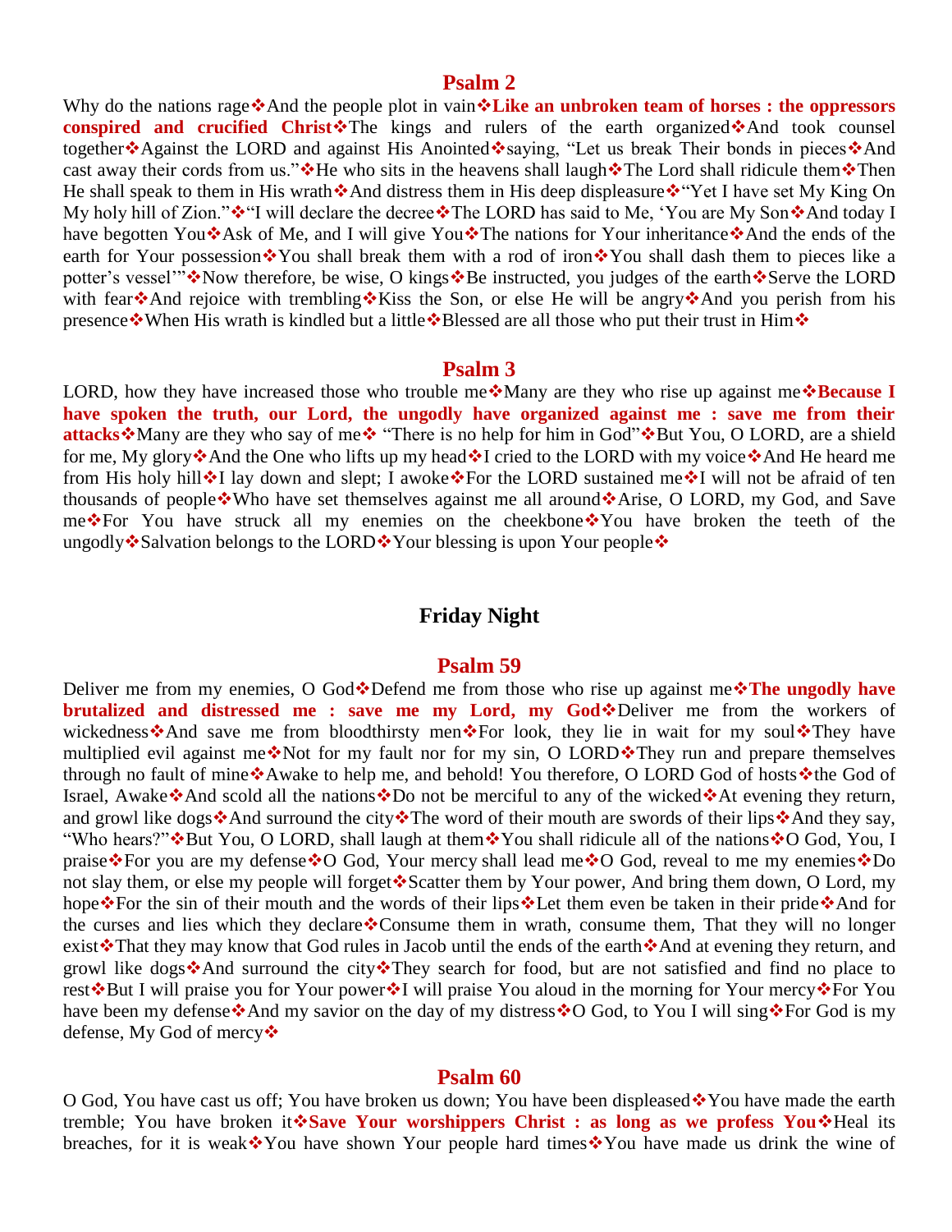## Psalm 2

Why do the nations rage❖And the people plot in vain❖**Like an unbroken team of horses : the oppressors conspired and crucified Christ**❖The kings and rulers of the earth organized❖And took counsel together❖Against the LORD and against His Anointed❖saying, "Let us break Their bonds in pieces❖And cast away their cords from us."❖He who sits in the heavens shall laugh❖The Lord shall ridicule them❖Then He shall speak to them in His wrath❖And distress them in His deep displeasure❖"Yet I have set My King On My holy hill of Zion."❖"I will declare the decree❖The LORD has said to Me, 'You are My Son❖And today I have begotten You❖Ask of Me, and I will give You❖The nations for Your inheritance❖And the ends of the earth for Your possession❖You shall break them with a rod of iron❖You shall dash them to pieces like a potter's vessel'"❖Now therefore, be wise, O kings❖Be instructed, you judges of the earth❖Serve the LORD with fear❖And rejoice with trembling❖Kiss the Son, or else He will be angry❖And you perish from his presence❖When His wrath is kindled but a little❖Blessed are all those who put their trust in Him❖

## Psalm 3

LORD, how they have increased those who trouble me❖Many are they who rise up against me❖**Because I have spoken the truth, our Lord, the ungodly have organized against me : save me from their attacks**❖Many are they who say of me❖ "There is no help for him in God"❖But You, O LORD, are a shield for me, My glory❖And the One who lifts up my head❖I cried to the LORD with my voice❖And He heard me from His holy hill❖I lay down and slept; I awoke❖For the LORD sustained me❖I will not be afraid of ten thousands of people❖Who have set themselves against me all around❖Arise, O LORD, my God, and Save me❖For You have struck all my enemies on the cheekbone❖You have broken the teeth of the ungodly❖Salvation belongs to the LORD❖Your blessing is upon Your people❖

# Friday Night

## Psalm 59

Deliver me from my enemies, O God❖Defend me from those who rise up against me❖**The ungodly have brutalized and distressed me : save me my Lord, my God**❖Deliver me from the workers of wickedness❖And save me from bloodthirsty men❖For look, they lie in wait for my soul❖They have multiplied evil against me❖Not for my fault nor for my sin, O LORD❖They run and prepare themselves through no fault of mine❖Awake to help me, and behold! You therefore, O LORD God of hosts❖the God of Israel, Awake❖And scold all the nations❖Do not be merciful to any of the wicked❖At evening they return, and growl like dogs❖And surround the city❖The word of their mouth are swords of their lips❖And they say, "Who hears?"❖But You, O LORD, shall laugh at them❖You shall ridicule all of the nations❖O God, You, I praise❖For you are my defense❖O God, Your mercy shall lead me❖O God, reveal to me my enemies❖Do not slay them, or else my people will forget❖Scatter them by Your power, And bring them down, O Lord, my hope❖For the sin of their mouth and the words of their lips❖Let them even be taken in their pride❖And for the curses and lies which they declare❖Consume them in wrath, consume them, That they will no longer exist❖That they may know that God rules in Jacob until the ends of the earth❖And at evening they return, and growl like dogs❖And surround the city❖They search for food, but are not satisfied and find no place to rest❖But I will praise you for Your power❖I will praise You aloud in the morning for Your mercy❖For You have been my defense❖And my savior on the day of my distress❖O God, to You I will sing❖For God is my defense, My God of mercy❖

## Psalm 60

O God, You have cast us off; You have broken us down; You have been displeased❖You have made the earth tremble; You have broken it❖**Save Your worshippers Christ : as long as we profess You**❖Heal its breaches, for it is weak❖You have shown Your people hard times❖You have made us drink the wine of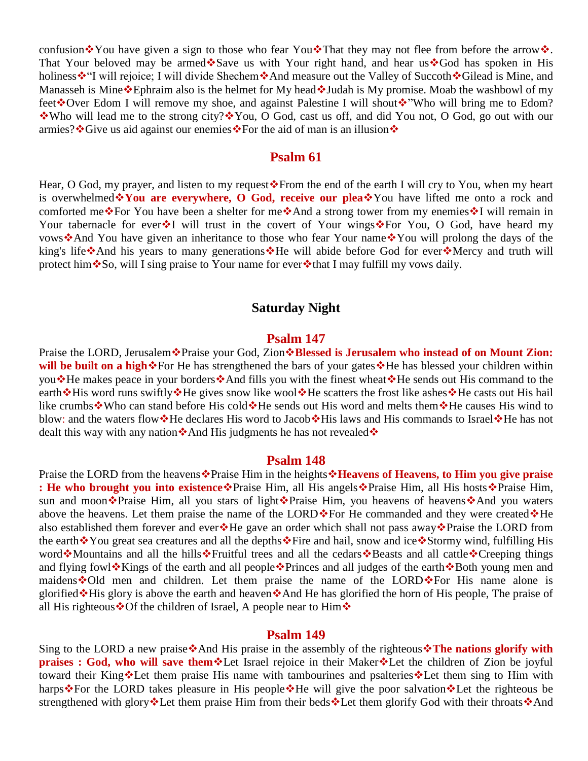confusion❖You have given a sign to those who fear You❖That they may not flee from before the arrow❖. That Your beloved may be armed❖Save us with Your right hand, and hear us❖God has spoken in His holiness❖"I will rejoice; I will divide Shechem❖And measure out the Valley of Succoth❖Gilead is Mine, and Manasseh is Mine❖Ephraim also is the helmet for My head❖Judah is My promise. Moab the washbowl of my feet❖Over Edom I will remove my shoe, and against Palestine I will shout❖"Who will bring me to Edom? ❖Who will lead me to the strong city?❖You, O God, cast us off, and did You not, O God, go out with our armies?❖Give us aid against our enemies❖For the aid of man is an illusion❖

## Psalm 61

Hear, O God, my prayer, and listen to my request❖From the end of the earth I will cry to You, when my heart is overwhelmed❖**You are everywhere, O God, receive our plea**❖You have lifted me onto a rock and comforted me❖For You have been a shelter for me❖And a strong tower from my enemies❖I will remain in Your tabernacle for ever❖I will trust in the covert of Your wings❖For You, O God, have heard my vows❖And You have given an inheritance to those who fear Your name❖You will prolong the days of the king's life❖And his years to many generations❖He will abide before God for ever❖Mercy and truth will protect him❖So, will I sing praise to Your name for ever❖that I may fulfill my vows daily.

# Saturday Night

## Psalm 147

Praise the LORD, Jerusalem❖Praise your God, Zion❖**Blessed is Jerusalem who instead of on Mount Zion: will be built on a high**❖For He has strengthened the bars of your gates❖He has blessed your children within you❖He makes peace in your borders❖And fills you with the finest wheat❖He sends out His command to the earth❖His word runs swiftly❖He gives snow like wool❖He scatters the frost like ashes❖He casts out His hail like crumbs❖Who can stand before His cold❖He sends out His word and melts them❖He causes His wind to blow: and the waters flow❖He declares His word to Jacob❖His laws and His commands to Israel❖He has not dealt this way with any nation❖And His judgments he has not revealed❖

## Psalm 148

Praise the LORD from the heavens❖Praise Him in the heights❖**Heavens of Heavens, to Him you give praise : He who brought you into existence**❖Praise Him, all His angels❖Praise Him, all His hosts❖Praise Him, sun and moon❖Praise Him, all you stars of light❖Praise Him, you heavens of heavens❖And you waters above the heavens. Let them praise the name of the LORD❖For He commanded and they were created❖He also established them forever and ever❖He gave an order which shall not pass away❖Praise the LORD from the earth❖You great sea creatures and all the depths❖Fire and hail, snow and ice❖Stormy wind, fulfilling His word❖Mountains and all the hills❖Fruitful trees and all the cedars❖Beasts and all cattle❖Creeping things and flying fowl❖Kings of the earth and all people❖Princes and all judges of the earth❖Both young men and maidens❖Old men and children. Let them praise the name of the LORD❖For His name alone is glorified❖His glory is above the earth and heaven❖And He has glorified the horn of His people, The praise of all His righteous❖Of the children of Israel, A people near to Him❖

## Psalm 149

Sing to the LORD a new praise❖And His praise in the assembly of the righteous❖**The nations glorify with praises : God, who will save them**❖Let Israel rejoice in their Maker❖Let the children of Zion be joyful toward their King❖Let them praise His name with tambourines and psalteries❖Let them sing to Him with harps❖For the LORD takes pleasure in His people❖He will give the poor salvation❖Let the righteous be strengthened with glory❖Let them praise Him from their beds❖Let them glorify God with their throats❖And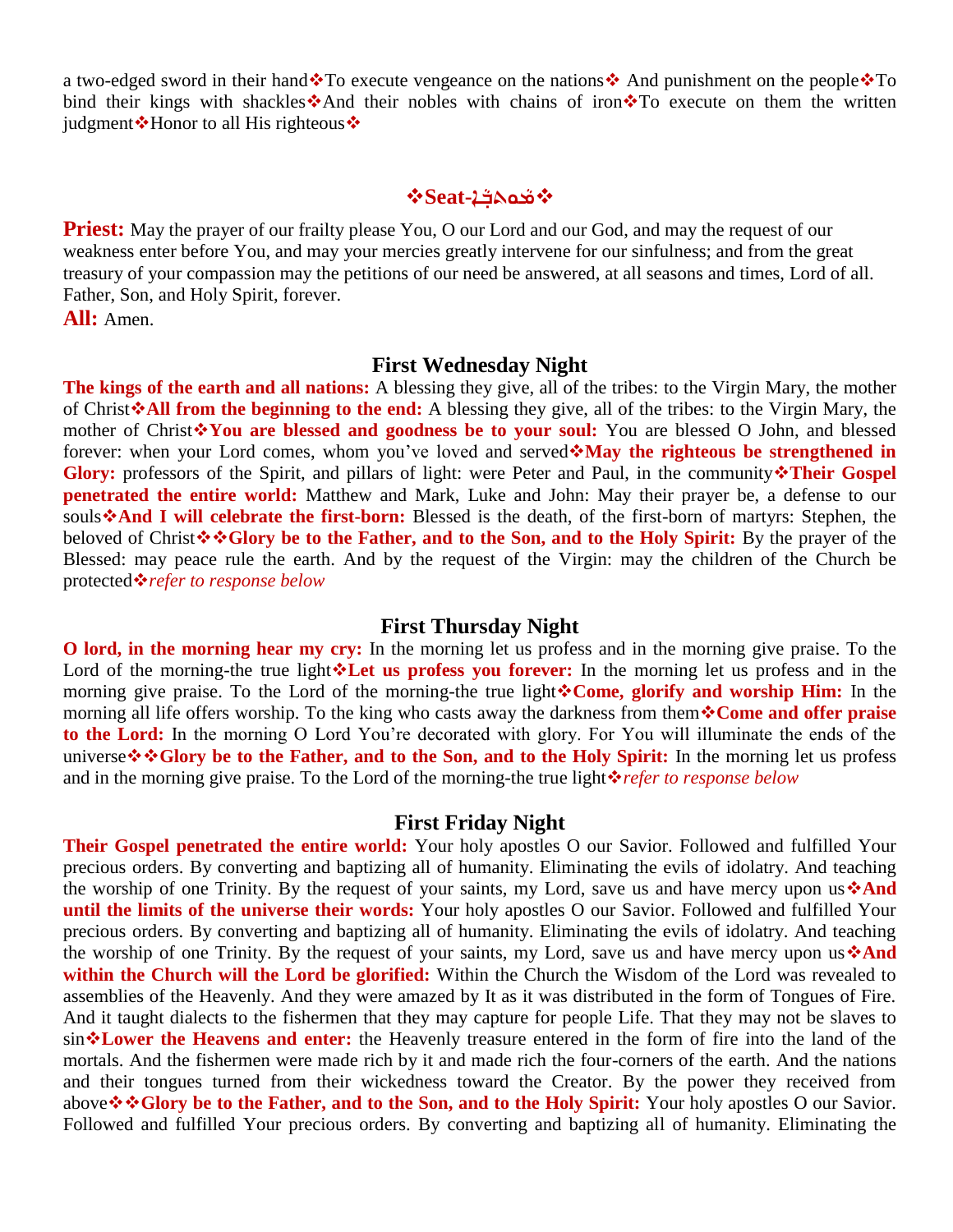a two-edged sword in their hand❖To execute vengeance on the nations❖ And punishment on the people❖To bind their kings with shackles❖And their nobles with chains of iron❖To execute on them the written judgment❖Honor to all His righteous❖

## ❖Seat-ܩܘܡܒܐ❖

**Priest:** May the prayer of our frailty please You, O our Lord and our God, and may the request of our weakness enter before You, and may your mercies greatly intervene for our sinfulness; and from the great treasury of your compassion may the petitions of our need be answered, at all seasons and times, Lord of all. Father, Son, and Holy Spirit, forever.

**All:** Amen.

### First Wednesday Night

**The kings of the earth and all nations:** A blessing they give, all of the tribes: to the Virgin Mary, the mother of Christ❖**All from the beginning to the end:** A blessing they give, all of the tribes: to the Virgin Mary, the mother of Christ❖**You are blessed and goodness be to your soul:** You are blessed O John, and blessed forever: when your Lord comes, whom you've loved and served❖**May the righteous be strengthened in Glory:** professors of the Spirit, and pillars of light: were Peter and Paul, in the community❖**Their Gospel penetrated the entire world:** Matthew and Mark, Luke and John: May their prayer be, a defense to our souls❖**And I will celebrate the first-born:** Blessed is the death, of the first-born of martyrs: Stephen, the beloved of Christ❖❖**Glory be to the Father, and to the Son, and to the Holy Spirit:** By the prayer of the Blessed: may peace rule the earth. And by the request of the Virgin: may the children of the Church be protected❖*refer to response below*

### First Thursday Night

**O lord, in the morning hear my cry:** In the morning let us profess and in the morning give praise. To the Lord of the morning-the true light❖**Let us profess you forever:** In the morning let us profess and in the morning give praise. To the Lord of the morning-the true light❖**Come, glorify and worship Him:** In the morning all life offers worship. To the king who casts away the darkness from them❖**Come and offer praise to the Lord:** In the morning O Lord You're decorated with glory. For You will illuminate the ends of the universe❖❖**Glory be to the Father, and to the Son, and to the Holy Spirit:** In the morning let us profess and in the morning give praise. To the Lord of the morning-the true light❖*refer to response below*

### First Friday Night

**Their Gospel penetrated the entire world:** Your holy apostles O our Savior. Followed and fulfilled Your precious orders. By converting and baptizing all of humanity. Eliminating the evils of idolatry. And teaching the worship of one Trinity. By the request of your saints, my Lord, save us and have mercy upon us❖**And until the limits of the universe their words:** Your holy apostles O our Savior. Followed and fulfilled Your precious orders. By converting and baptizing all of humanity. Eliminating the evils of idolatry. And teaching the worship of one Trinity. By the request of your saints, my Lord, save us and have mercy upon us❖**And within the Church will the Lord be glorified:** Within the Church the Wisdom of the Lord was revealed to assemblies of the Heavenly. And they were amazed by It as it was distributed in the form of Tongues of Fire. And it taught dialects to the fishermen that they may capture for people Life. That they may not be slaves to sin❖**Lower the Heavens and enter:** the Heavenly treasure entered in the form of fire into the land of the mortals. And the fishermen were made rich by it and made rich the four-corners of the earth. And the nations and their tongues turned from their wickedness toward the Creator. By the power they received from above❖❖**Glory be to the Father, and to the Son, and to the Holy Spirit:** Your holy apostles O our Savior. Followed and fulfilled Your precious orders. By converting and baptizing all of humanity. Eliminating the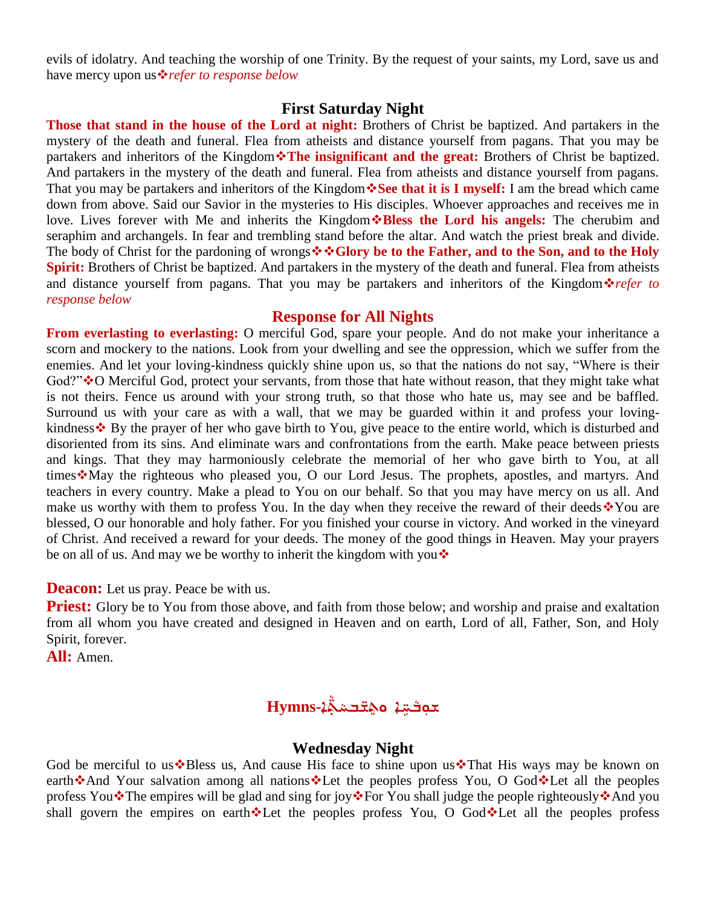evils of idolatry. And teaching the worship of one Trinity. By the request of your saints, my Lord, save us and have mercy upon us❖*refer to response below*

## First Saturday Night

**Those that stand in the house of the Lord at night:** Brothers of Christ be baptized. And partakers in the mystery of the death and funeral. Flea from atheists and distance yourself from pagans. That you may be partakers and inheritors of the Kingdom❖**The insignificant and the great:** Brothers of Christ be baptized. And partakers in the mystery of the death and funeral. Flea from atheists and distance yourself from pagans. That you may be partakers and inheritors of the Kingdom❖**See that it is I myself:** I am the bread which came down from above. Said our Savior in the mysteries to His disciples. Whoever approaches and receives me in love. Lives forever with Me and inherits the Kingdom❖**Bless the Lord his angels:** The cherubim and seraphim and archangels. In fear and trembling stand before the altar. And watch the priest break and divide. The body of Christ for the pardoning of wrongs❖❖**Glory be to the Father, and to the Son, and to the Holy Spirit:** Brothers of Christ be baptized. And partakers in the mystery of the death and funeral. Flea from atheists and distance yourself from pagans. That you may be partakers and inheritors of the Kingdom❖*refer to response below*

## Response for All Nights

**From everlasting to everlasting:** O merciful God, spare your people. And do not make your inheritance a scorn and mockery to the nations. Look from your dwelling and see the oppression, which we suffer from the enemies. And let your loving-kindness quickly shine upon us, so that the nations do not say, "Where is their God?"❖O Merciful God, protect your servants, from those that hate without reason, that they might take what is not theirs. Fence us around with your strong truth, so that those who hate us, may see and be baffled. Surround us with your care as with a wall, that we may be guarded within it and profess your loving-kindness❖ By the prayer of her who gave birth to You, give peace to the entire world, which is disturbed and disoriented from its sins. And eliminate wars and confrontations from the earth. Make peace between priests and kings. That they may harmoniously celebrate the memorial of her who gave birth to You, at all times❖May the righteous who pleased you, O our Lord Jesus. The prophets, apostles, and martyrs. And teachers in every country. Make a plead to You on our behalf. So that you may have mercy on us all. And make us worthy with them to profess You. In the day when they receive the reward of their deeds❖You are blessed, O our honorable and holy father. For you finished your course in victory. And worked in the vineyard of Christ. And received a reward for your deeds. The money of the good things in Heaven. May your prayers be on all of us. And may we be worthy to inherit the kingdom with you❖

**Deacon:** Let us pray. Peace be with us.

**Priest:** Glory be to You from those above, and faith from those below; and worship and praise and exaltation from all whom you have created and designed in Heaven and on earth, Lord of all, Father, Son, and Holy Spirit, forever.

**All:** Amen.

## Hymns-ܡܕܪ̈ܫܐ ܘܡܥܢܝ̈ܢܐ

### Wednesday Night

God be merciful to us❖Bless us, And cause His face to shine upon us❖That His ways may be known on earth❖And Your salvation among all nations❖Let the peoples profess You, O God❖Let all the peoples profess You❖The empires will be glad and sing for joy❖For You shall judge the people righteously❖And you shall govern the empires on earth❖Let the peoples profess You, O God❖Let all the peoples profess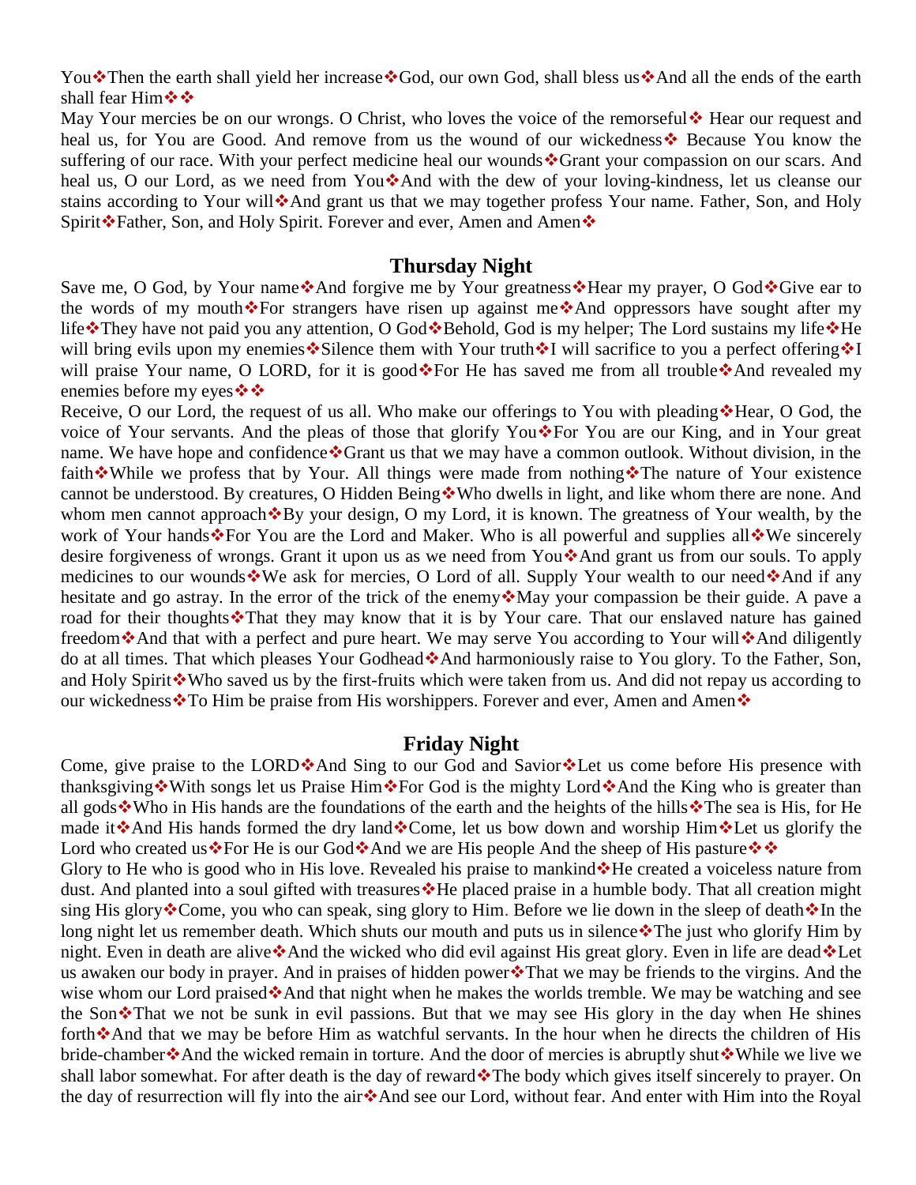You❖Then the earth shall yield her increase❖God, our own God, shall bless us❖And all the ends of the earth shall fear Him❖❖

May Your mercies be on our wrongs. O Christ, who loves the voice of the remorseful❖ Hear our request and heal us, for You are Good. And remove from us the wound of our wickedness❖ Because You know the suffering of our race. With your perfect medicine heal our wounds❖Grant your compassion on our scars. And heal us, O our Lord, as we need from You❖And with the dew of your loving-kindness, let us cleanse our stains according to Your will❖And grant us that we may together profess Your name. Father, Son, and Holy Spirit❖Father, Son, and Holy Spirit. Forever and ever, Amen and Amen❖

## Thursday Night

Save me, O God, by Your name❖And forgive me by Your greatness❖Hear my prayer, O God❖Give ear to the words of my mouth❖For strangers have risen up against me❖And oppressors have sought after my life❖They have not paid you any attention, O God❖Behold, God is my helper; The Lord sustains my life❖He will bring evils upon my enemies❖Silence them with Your truth❖I will sacrifice to you a perfect offering❖I will praise Your name, O LORD, for it is good❖For He has saved me from all trouble❖And revealed my enemies before my eyes❖❖

Receive, O our Lord, the request of us all. Who make our offerings to You with pleading❖Hear, O God, the voice of Your servants. And the pleas of those that glorify You❖For You are our King, and in Your great name. We have hope and confidence❖Grant us that we may have a common outlook. Without division, in the faith❖While we profess that by Your. All things were made from nothing❖The nature of Your existence cannot be understood. By creatures, O Hidden Being❖Who dwells in light, and like whom there are none. And whom men cannot approach❖By your design, O my Lord, it is known. The greatness of Your wealth, by the work of Your hands❖For You are the Lord and Maker. Who is all powerful and supplies all❖We sincerely desire forgiveness of wrongs. Grant it upon us as we need from You❖And grant us from our souls. To apply medicines to our wounds❖We ask for mercies, O Lord of all. Supply Your wealth to our need❖And if any hesitate and go astray. In the error of the trick of the enemy❖May your compassion be their guide. A pave a road for their thoughts❖That they may know that it is by Your care. That our enslaved nature has gained freedom❖And that with a perfect and pure heart. We may serve You according to Your will❖And diligently do at all times. That which pleases Your Godhead❖And harmoniously raise to You glory. To the Father, Son, and Holy Spirit❖Who saved us by the first-fruits which were taken from us. And did not repay us according to our wickedness❖To Him be praise from His worshippers. Forever and ever, Amen and Amen❖

## Friday Night

Come, give praise to the LORD❖And Sing to our God and Savior❖Let us come before His presence with thanksgiving❖With songs let us Praise Him❖For God is the mighty Lord❖And the King who is greater than all gods❖Who in His hands are the foundations of the earth and the heights of the hills❖The sea is His, for He made it❖And His hands formed the dry land❖Come, let us bow down and worship Him❖Let us glorify the Lord who created us❖For He is our God❖And we are His people And the sheep of His pasture❖❖

Glory to He who is good who in His love. Revealed his praise to mankind❖He created a voiceless nature from dust. And planted into a soul gifted with treasures❖He placed praise in a humble body. That all creation might sing His glory❖Come, you who can speak, sing glory to Him. Before we lie down in the sleep of death❖In the long night let us remember death. Which shuts our mouth and puts us in silence❖The just who glorify Him by night. Even in death are alive❖And the wicked who did evil against His great glory. Even in life are dead❖Let us awaken our body in prayer. And in praises of hidden power❖That we may be friends to the virgins. And the wise whom our Lord praised❖And that night when he makes the worlds tremble. We may be watching and see the Son❖That we not be sunk in evil passions. But that we may see His glory in the day when He shines forth❖And that we may be before Him as watchful servants. In the hour when he directs the children of His bride-chamber❖And the wicked remain in torture. And the door of mercies is abruptly shut❖While we live we shall labor somewhat. For after death is the day of reward❖The body which gives itself sincerely to prayer. On the day of resurrection will fly into the air❖And see our Lord, without fear. And enter with Him into the Royal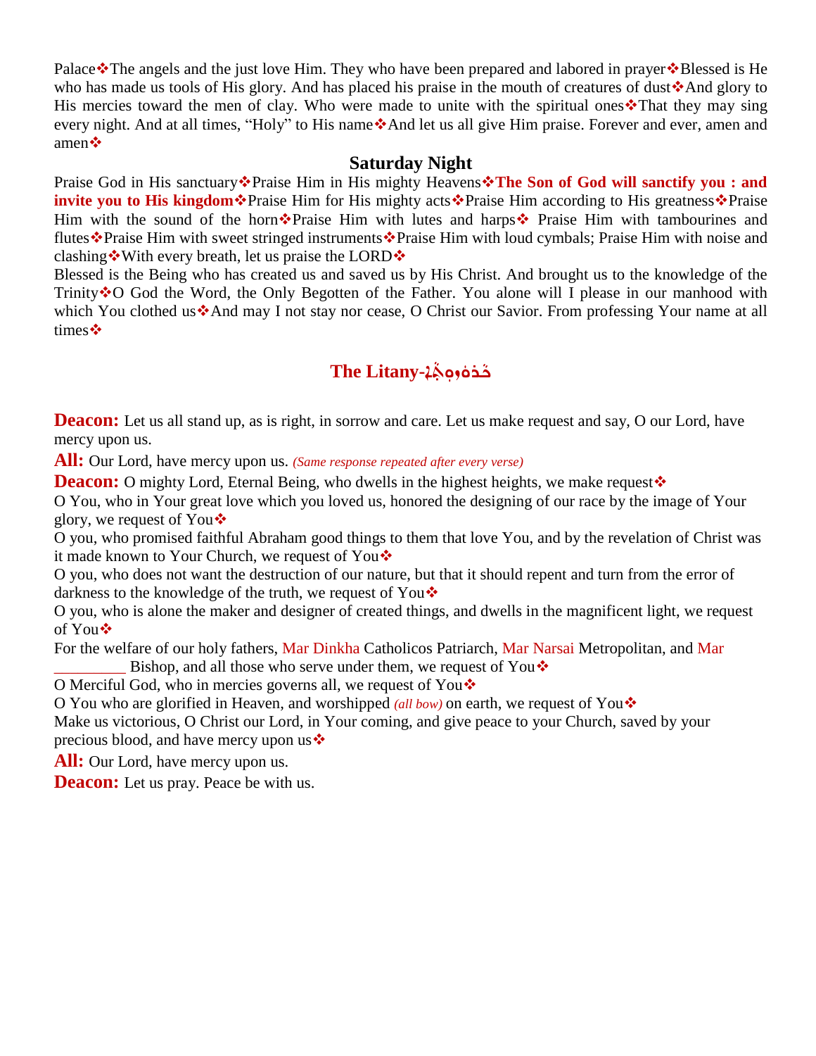Palace❖The angels and the just love Him. They who have been prepared and labored in prayer❖Blessed is He who has made us tools of His glory. And has placed his praise in the mouth of creatures of dust❖And glory to His mercies toward the men of clay. Who were made to unite with the spiritual ones❖That they may sing every night. And at all times, “Holy” to His name❖And let us all give Him praise. Forever and ever, amen and amen❖

## Saturday Night

Praise God in His sanctuary❖Praise Him in His mighty Heavens❖**The Son of God will sanctify you : and invite you to His kingdom**❖Praise Him for His mighty acts❖Praise Him according to His greatness❖Praise Him with the sound of the horn❖Praise Him with lutes and harps❖ Praise Him with tambourines and flutes❖Praise Him with sweet stringed instruments❖Praise Him with loud cymbals; Praise Him with noise and clashing❖With every breath, let us praise the LORD❖

Blessed is the Being who has created us and saved us by His Christ. And brought us to the knowledge of the Trinity❖O God the Word, the Only Begotten of the Father. You alone will I please in our manhood with which You clothed us❖And may I not stay nor cease, O Christ our Savior. From professing Your name at all times❖

## The Litany-ܟܪܘܙܘܬܐ

**Deacon:** Let us all stand up, as is right, in sorrow and care. Let us make request and say, O our Lord, have mercy upon us.

**All:** Our Lord, have mercy upon us. *(Same response repeated after every verse)*

**Deacon:** O mighty Lord, Eternal Being, who dwells in the highest heights, we make request❖

O You, who in Your great love which you loved us, honored the designing of our race by the image of Your glory, we request of You❖

O you, who promised faithful Abraham good things to them that love You, and by the revelation of Christ was it made known to Your Church, we request of You❖

O you, who does not want the destruction of our nature, but that it should repent and turn from the error of darkness to the knowledge of the truth, we request of You❖

O you, who is alone the maker and designer of created things, and dwells in the magnificent light, we request of You❖

For the welfare of our holy fathers, Mar Dinkha Catholicos Patriarch, Mar Narsai Metropolitan, and Mar _________ Bishop, and all those who serve under them, we request of You❖

O Merciful God, who in mercies governs all, we request of You❖

O You who are glorified in Heaven, and worshipped *(all bow)* on earth, we request of You❖

Make us victorious, O Christ our Lord, in Your coming, and give peace to your Church, saved by your precious blood, and have mercy upon us❖

**All:** Our Lord, have mercy upon us.

**Deacon:** Let us pray. Peace be with us.